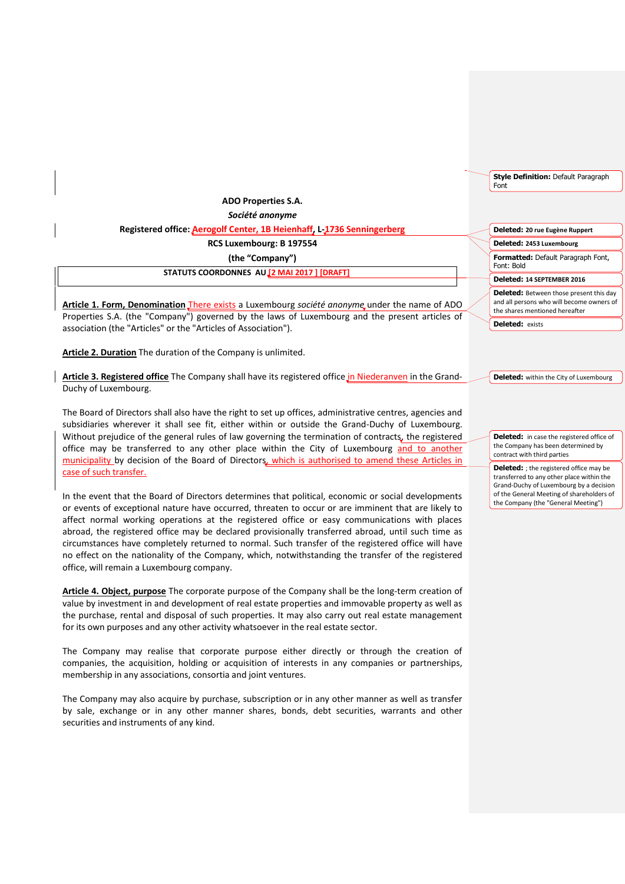**ADO Properties S.A.**

***Société anonyme***

**Registered office: Aerogolf Center, 1B Heienhaff, L-1736 Senningerberg**

**RCS Luxembourg: B 197554**

**(the "Company")**

**STATUTS COORDONNES AU [2 MAI 2017 ] [DRAFT]**

**Article 1. Form, Denomination** There exists a Luxembourg *société anonyme* under the name of ADO Properties S.A. (the "Company") governed by the laws of Luxembourg and the present articles of association (the "Articles" or the "Articles of Association").

**Article 2. Duration** The duration of the Company is unlimited.

**Article 3. Registered office** The Company shall have its registered office in Niederanven in the Grand-Duchy of Luxembourg.

The Board of Directors shall also have the right to set up offices, administrative centres, agencies and subsidiaries wherever it shall see fit, either within or outside the Grand-Duchy of Luxembourg. Without prejudice of the general rules of law governing the termination of contracts, the registered office may be transferred to any other place within the City of Luxembourg and to another municipality by decision of the Board of Directors, which is authorised to amend these Articles in case of such transfer.

In the event that the Board of Directors determines that political, economic or social developments or events of exceptional nature have occurred, threaten to occur or are imminent that are likely to affect normal working operations at the registered office or easy communications with places abroad, the registered office may be declared provisionally transferred abroad, until such time as circumstances have completely returned to normal. Such transfer of the registered office will have no effect on the nationality of the Company, which, notwithstanding the transfer of the registered office, will remain a Luxembourg company.

**Article 4. Object, purpose** The corporate purpose of the Company shall be the long-term creation of value by investment in and development of real estate properties and immovable property as well as the purchase, rental and disposal of such properties. It may also carry out real estate management for its own purposes and any other activity whatsoever in the real estate sector.

The Company may realise that corporate purpose either directly or through the creation of companies, the acquisition, holding or acquisition of interests in any companies or partnerships, membership in any associations, consortia and joint ventures.

The Company may also acquire by purchase, subscription or in any other manner as well as transfer by sale, exchange or in any other manner shares, bonds, debt securities, warrants and other securities and instruments of any kind.

---

Style Definition: Default Paragraph Font

Deleted: 20 rue Eugène Ruppert

Deleted: 2453 Luxembourg

Formatted: Default Paragraph Font, Font: Bold

Deleted: 14 SEPTEMBER 2016

Deleted: Between those present this day and all persons who will become owners of the shares mentioned hereafter

Deleted: exists

Deleted: within the City of Luxembourg

Deleted: in case the registered office of the Company has been determined by contract with third parties

Deleted: ; the registered office may be transferred to any other place within the Grand-Duchy of Luxembourg by a decision of the General Meeting of shareholders of the Company (the "General Meeting")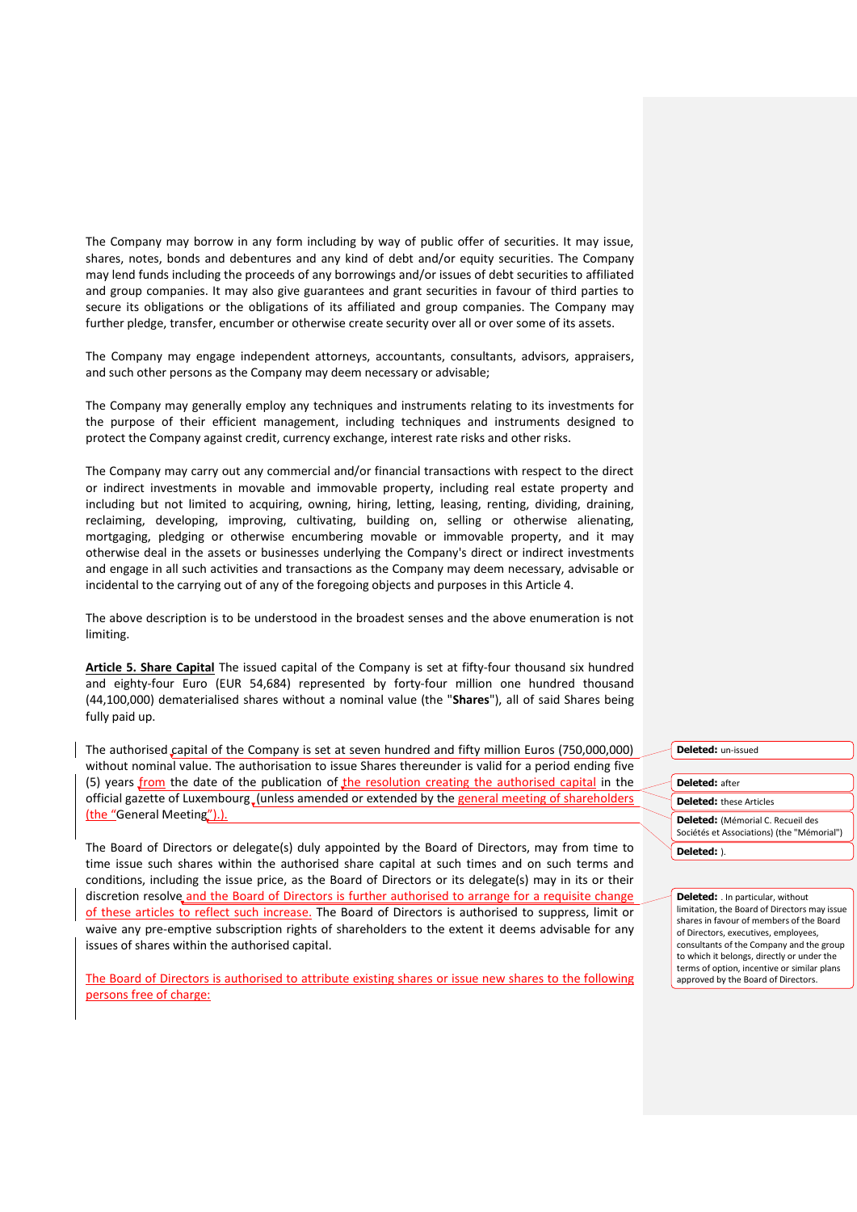The Company may borrow in any form including by way of public offer of securities. It may issue, shares, notes, bonds and debentures and any kind of debt and/or equity securities. The Company may lend funds including the proceeds of any borrowings and/or issues of debt securities to affiliated and group companies. It may also give guarantees and grant securities in favour of third parties to secure its obligations or the obligations of its affiliated and group companies. The Company may further pledge, transfer, encumber or otherwise create security over all or over some of its assets.

The Company may engage independent attorneys, accountants, consultants, advisors, appraisers, and such other persons as the Company may deem necessary or advisable;

The Company may generally employ any techniques and instruments relating to its investments for the purpose of their efficient management, including techniques and instruments designed to protect the Company against credit, currency exchange, interest rate risks and other risks.

The Company may carry out any commercial and/or financial transactions with respect to the direct or indirect investments in movable and immovable property, including real estate property and including but not limited to acquiring, owning, hiring, letting, leasing, renting, dividing, draining, reclaiming, developing, improving, cultivating, building on, selling or otherwise alienating, mortgaging, pledging or otherwise encumbering movable or immovable property, and it may otherwise deal in the assets or businesses underlying the Company's direct or indirect investments and engage in all such activities and transactions as the Company may deem necessary, advisable or incidental to the carrying out of any of the foregoing objects and purposes in this Article 4.

The above description is to be understood in the broadest senses and the above enumeration is not limiting.

**Article 5. Share Capital** The issued capital of the Company is set at fifty-four thousand six hundred and eighty-four Euro (EUR 54,684) represented by forty-four million one hundred thousand (44,100,000) dematerialised shares without a nominal value (the "**Shares**"), all of said Shares being fully paid up.

The authorised capital of the Company is set at seven hundred and fifty million Euros (750,000,000) without nominal value. The authorisation to issue Shares thereunder is valid for a period ending five (5) years from the date of the publication of the resolution creating the authorised capital in the official gazette of Luxembourg (unless amended or extended by the general meeting of shareholders (the "General Meeting")).

The Board of Directors or delegate(s) duly appointed by the Board of Directors, may from time to time issue such shares within the authorised share capital at such times and on such terms and conditions, including the issue price, as the Board of Directors or its delegate(s) may in its or their discretion resolve and the Board of Directors is further authorised to arrange for a requisite change of these articles to reflect such increase. The Board of Directors is authorised to suppress, limit or waive any pre-emptive subscription rights of shareholders to the extent it deems advisable for any issues of shares within the authorised capital.

The Board of Directors is authorised to attribute existing shares or issue new shares to the following persons free of charge:

Deleted: un-issued

Deleted: after

Deleted: these Articles

Deleted: (Mémorial C. Recueil des Sociétés et Associations) (the "Mémorial")

Deleted: ).

Deleted: . In particular, without limitation, the Board of Directors may issue shares in favour of members of the Board of Directors, executives, employees, consultants of the Company and the group to which it belongs, directly or under the terms of option, incentive or similar plans approved by the Board of Directors.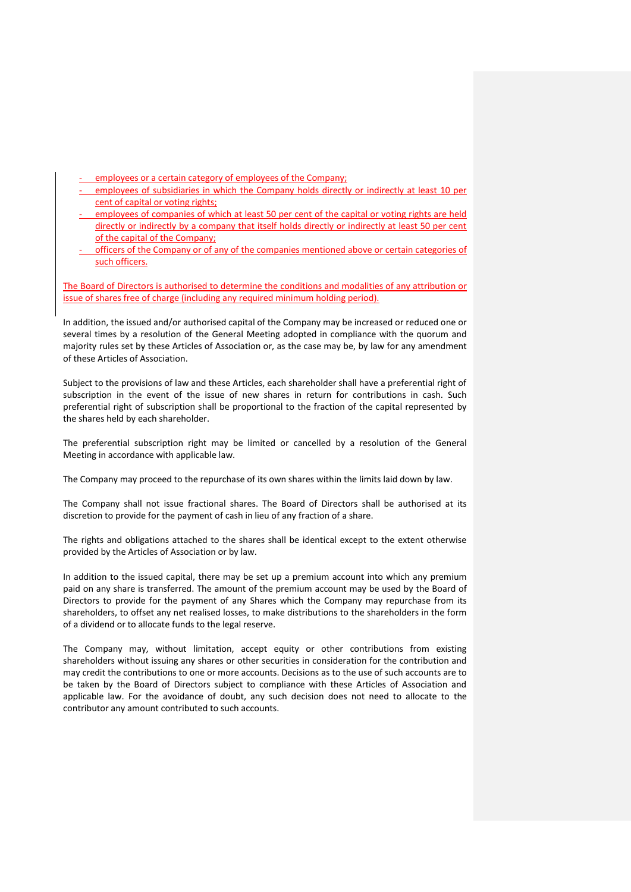- employees or a certain category of employees of the Company;
- employees of subsidiaries in which the Company holds directly or indirectly at least 10 per cent of capital or voting rights;
- employees of companies of which at least 50 per cent of the capital or voting rights are held directly or indirectly by a company that itself holds directly or indirectly at least 50 per cent of the capital of the Company;
- officers of the Company or of any of the companies mentioned above or certain categories of such officers.

The Board of Directors is authorised to determine the conditions and modalities of any attribution or issue of shares free of charge (including any required minimum holding period).

In addition, the issued and/or authorised capital of the Company may be increased or reduced one or several times by a resolution of the General Meeting adopted in compliance with the quorum and majority rules set by these Articles of Association or, as the case may be, by law for any amendment of these Articles of Association.

Subject to the provisions of law and these Articles, each shareholder shall have a preferential right of subscription in the event of the issue of new shares in return for contributions in cash. Such preferential right of subscription shall be proportional to the fraction of the capital represented by the shares held by each shareholder.

The preferential subscription right may be limited or cancelled by a resolution of the General Meeting in accordance with applicable law.

The Company may proceed to the repurchase of its own shares within the limits laid down by law.

The Company shall not issue fractional shares. The Board of Directors shall be authorised at its discretion to provide for the payment of cash in lieu of any fraction of a share.

The rights and obligations attached to the shares shall be identical except to the extent otherwise provided by the Articles of Association or by law.

In addition to the issued capital, there may be set up a premium account into which any premium paid on any share is transferred. The amount of the premium account may be used by the Board of Directors to provide for the payment of any Shares which the Company may repurchase from its shareholders, to offset any net realised losses, to make distributions to the shareholders in the form of a dividend or to allocate funds to the legal reserve.

The Company may, without limitation, accept equity or other contributions from existing shareholders without issuing any shares or other securities in consideration for the contribution and may credit the contributions to one or more accounts. Decisions as to the use of such accounts are to be taken by the Board of Directors subject to compliance with these Articles of Association and applicable law. For the avoidance of doubt, any such decision does not need to allocate to the contributor any amount contributed to such accounts.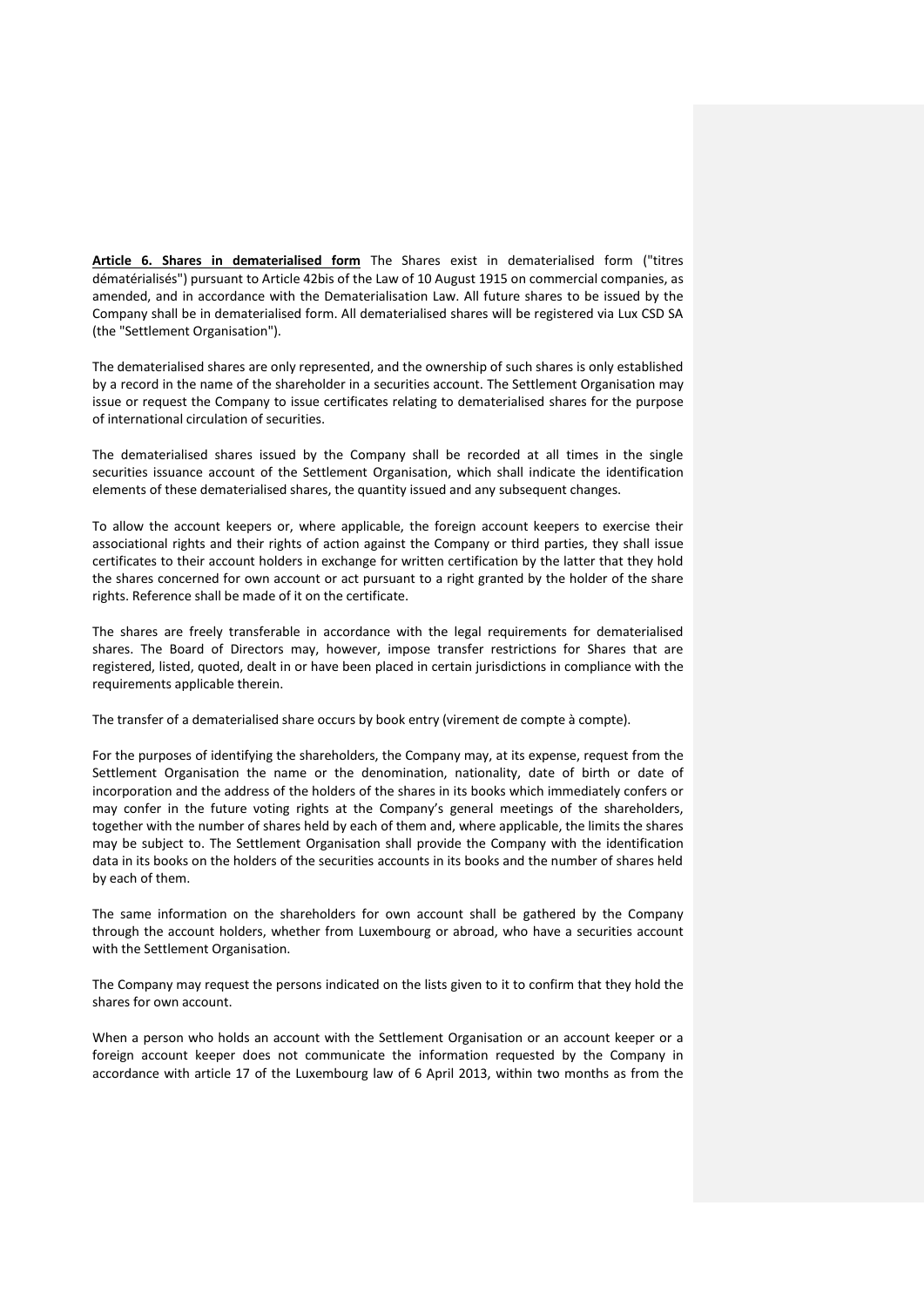**Article 6. Shares in dematerialised form** The Shares exist in dematerialised form ("titres dématérialisés") pursuant to Article 42bis of the Law of 10 August 1915 on commercial companies, as amended, and in accordance with the Dematerialisation Law. All future shares to be issued by the Company shall be in dematerialised form. All dematerialised shares will be registered via Lux CSD SA (the "Settlement Organisation").

The dematerialised shares are only represented, and the ownership of such shares is only established by a record in the name of the shareholder in a securities account. The Settlement Organisation may issue or request the Company to issue certificates relating to dematerialised shares for the purpose of international circulation of securities.

The dematerialised shares issued by the Company shall be recorded at all times in the single securities issuance account of the Settlement Organisation, which shall indicate the identification elements of these dematerialised shares, the quantity issued and any subsequent changes.

To allow the account keepers or, where applicable, the foreign account keepers to exercise their associational rights and their rights of action against the Company or third parties, they shall issue certificates to their account holders in exchange for written certification by the latter that they hold the shares concerned for own account or act pursuant to a right granted by the holder of the share rights. Reference shall be made of it on the certificate.

The shares are freely transferable in accordance with the legal requirements for dematerialised shares. The Board of Directors may, however, impose transfer restrictions for Shares that are registered, listed, quoted, dealt in or have been placed in certain jurisdictions in compliance with the requirements applicable therein.

The transfer of a dematerialised share occurs by book entry (virement de compte à compte).

For the purposes of identifying the shareholders, the Company may, at its expense, request from the Settlement Organisation the name or the denomination, nationality, date of birth or date of incorporation and the address of the holders of the shares in its books which immediately confers or may confer in the future voting rights at the Company's general meetings of the shareholders, together with the number of shares held by each of them and, where applicable, the limits the shares may be subject to. The Settlement Organisation shall provide the Company with the identification data in its books on the holders of the securities accounts in its books and the number of shares held by each of them.

The same information on the shareholders for own account shall be gathered by the Company through the account holders, whether from Luxembourg or abroad, who have a securities account with the Settlement Organisation.

The Company may request the persons indicated on the lists given to it to confirm that they hold the shares for own account.

When a person who holds an account with the Settlement Organisation or an account keeper or a foreign account keeper does not communicate the information requested by the Company in accordance with article 17 of the Luxembourg law of 6 April 2013, within two months as from the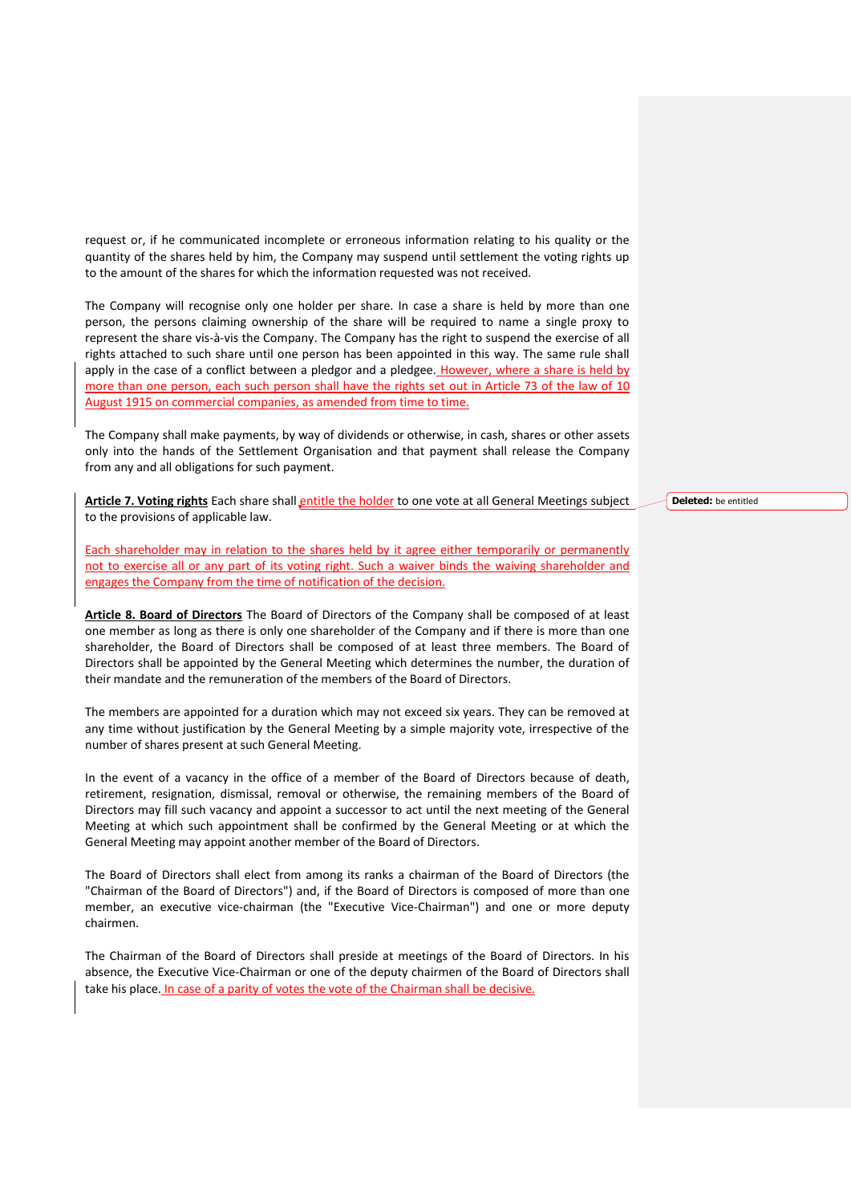request or, if he communicated incomplete or erroneous information relating to his quality or the quantity of the shares held by him, the Company may suspend until settlement the voting rights up to the amount of the shares for which the information requested was not received.

The Company will recognise only one holder per share. In case a share is held by more than one person, the persons claiming ownership of the share will be required to name a single proxy to represent the share vis-à-vis the Company. The Company has the right to suspend the exercise of all rights attached to such share until one person has been appointed in this way. The same rule shall apply in the case of a conflict between a pledgor and a pledgee. However, where a share is held by more than one person, each such person shall have the rights set out in Article 73 of the law of 10 August 1915 on commercial companies, as amended from time to time.

The Company shall make payments, by way of dividends or otherwise, in cash, shares or other assets only into the hands of the Settlement Organisation and that payment shall release the Company from any and all obligations for such payment.

**Article 7. Voting rights** Each share shall entitle the holder to one vote at all General Meetings subject to the provisions of applicable law.

**Deleted:** be entitled

Each shareholder may in relation to the shares held by it agree either temporarily or permanently not to exercise all or any part of its voting right. Such a waiver binds the waiving shareholder and engages the Company from the time of notification of the decision.

**Article 8. Board of Directors** The Board of Directors of the Company shall be composed of at least one member as long as there is only one shareholder of the Company and if there is more than one shareholder, the Board of Directors shall be composed of at least three members. The Board of Directors shall be appointed by the General Meeting which determines the number, the duration of their mandate and the remuneration of the members of the Board of Directors.

The members are appointed for a duration which may not exceed six years. They can be removed at any time without justification by the General Meeting by a simple majority vote, irrespective of the number of shares present at such General Meeting.

In the event of a vacancy in the office of a member of the Board of Directors because of death, retirement, resignation, dismissal, removal or otherwise, the remaining members of the Board of Directors may fill such vacancy and appoint a successor to act until the next meeting of the General Meeting at which such appointment shall be confirmed by the General Meeting or at which the General Meeting may appoint another member of the Board of Directors.

The Board of Directors shall elect from among its ranks a chairman of the Board of Directors (the "Chairman of the Board of Directors") and, if the Board of Directors is composed of more than one member, an executive vice-chairman (the "Executive Vice-Chairman") and one or more deputy chairmen.

The Chairman of the Board of Directors shall preside at meetings of the Board of Directors. In his absence, the Executive Vice-Chairman or one of the deputy chairmen of the Board of Directors shall take his place. In case of a parity of votes the vote of the Chairman shall be decisive.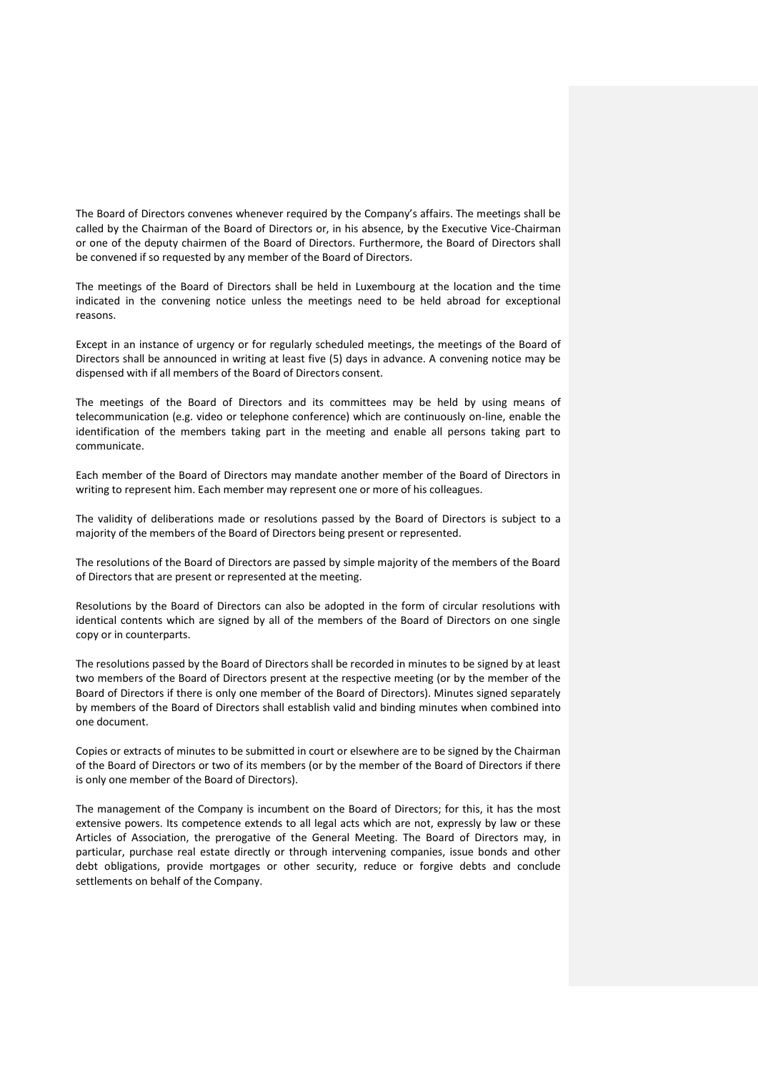The Board of Directors convenes whenever required by the Company's affairs. The meetings shall be called by the Chairman of the Board of Directors or, in his absence, by the Executive Vice-Chairman or one of the deputy chairmen of the Board of Directors. Furthermore, the Board of Directors shall be convened if so requested by any member of the Board of Directors.

The meetings of the Board of Directors shall be held in Luxembourg at the location and the time indicated in the convening notice unless the meetings need to be held abroad for exceptional reasons.

Except in an instance of urgency or for regularly scheduled meetings, the meetings of the Board of Directors shall be announced in writing at least five (5) days in advance. A convening notice may be dispensed with if all members of the Board of Directors consent.

The meetings of the Board of Directors and its committees may be held by using means of telecommunication (e.g. video or telephone conference) which are continuously on-line, enable the identification of the members taking part in the meeting and enable all persons taking part to communicate.

Each member of the Board of Directors may mandate another member of the Board of Directors in writing to represent him. Each member may represent one or more of his colleagues.

The validity of deliberations made or resolutions passed by the Board of Directors is subject to a majority of the members of the Board of Directors being present or represented.

The resolutions of the Board of Directors are passed by simple majority of the members of the Board of Directors that are present or represented at the meeting.

Resolutions by the Board of Directors can also be adopted in the form of circular resolutions with identical contents which are signed by all of the members of the Board of Directors on one single copy or in counterparts.

The resolutions passed by the Board of Directors shall be recorded in minutes to be signed by at least two members of the Board of Directors present at the respective meeting (or by the member of the Board of Directors if there is only one member of the Board of Directors). Minutes signed separately by members of the Board of Directors shall establish valid and binding minutes when combined into one document.

Copies or extracts of minutes to be submitted in court or elsewhere are to be signed by the Chairman of the Board of Directors or two of its members (or by the member of the Board of Directors if there is only one member of the Board of Directors).

The management of the Company is incumbent on the Board of Directors; for this, it has the most extensive powers. Its competence extends to all legal acts which are not, expressly by law or these Articles of Association, the prerogative of the General Meeting. The Board of Directors may, in particular, purchase real estate directly or through intervening companies, issue bonds and other debt obligations, provide mortgages or other security, reduce or forgive debts and conclude settlements on behalf of the Company.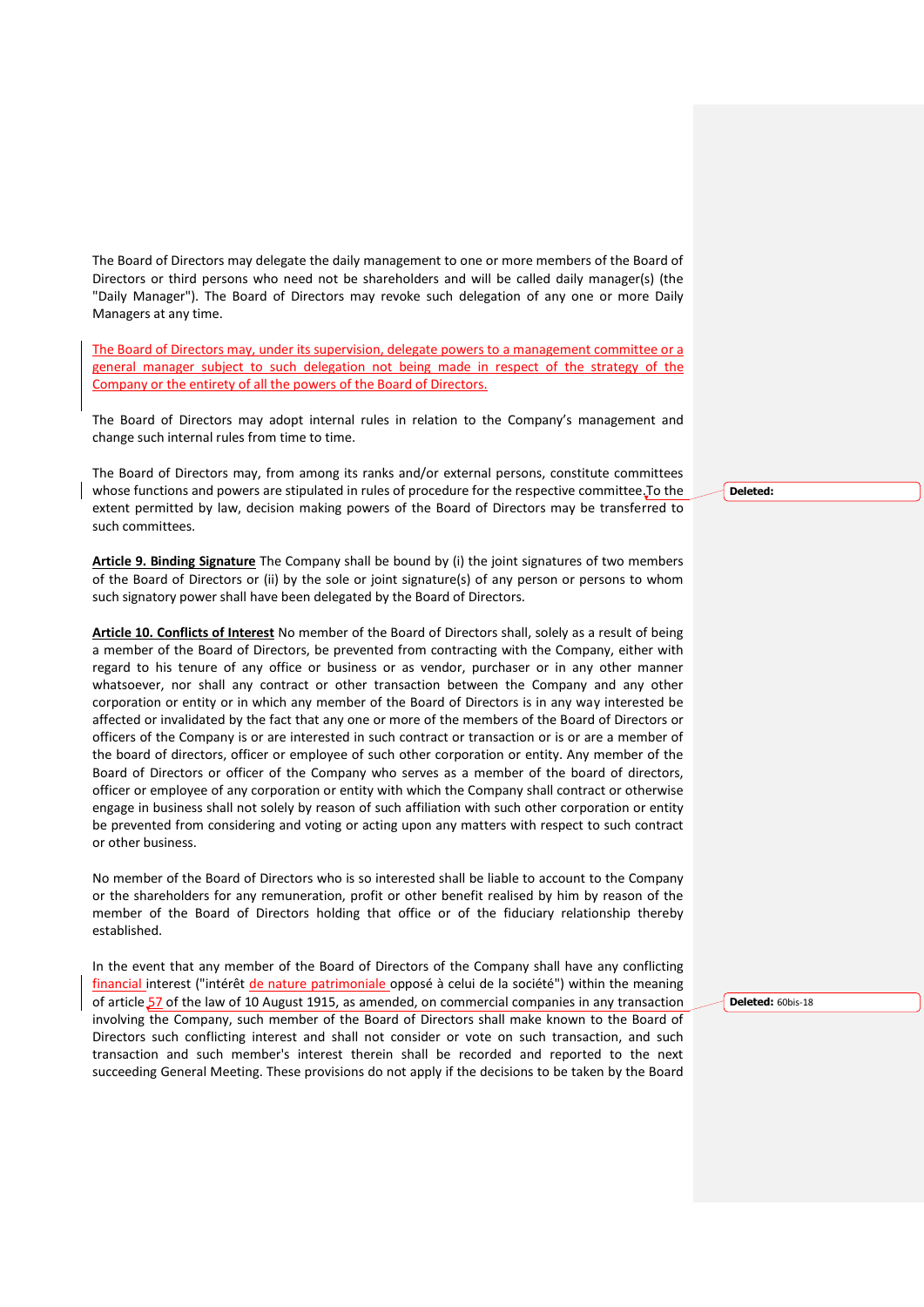The Board of Directors may delegate the daily management to one or more members of the Board of Directors or third persons who need not be shareholders and will be called daily manager(s) (the "Daily Manager"). The Board of Directors may revoke such delegation of any one or more Daily Managers at any time.

The Board of Directors may, under its supervision, delegate powers to a management committee or a general manager subject to such delegation not being made in respect of the strategy of the Company or the entirety of all the powers of the Board of Directors.

The Board of Directors may adopt internal rules in relation to the Company's management and change such internal rules from time to time.

The Board of Directors may, from among its ranks and/or external persons, constitute committees whose functions and powers are stipulated in rules of procedure for the respective committee. To the extent permitted by law, decision making powers of the Board of Directors may be transferred to such committees.

**Article 9. Binding Signature** The Company shall be bound by (i) the joint signatures of two members of the Board of Directors or (ii) by the sole or joint signature(s) of any person or persons to whom such signatory power shall have been delegated by the Board of Directors.

**Article 10. Conflicts of Interest** No member of the Board of Directors shall, solely as a result of being a member of the Board of Directors, be prevented from contracting with the Company, either with regard to his tenure of any office or business or as vendor, purchaser or in any other manner whatsoever, nor shall any contract or other transaction between the Company and any other corporation or entity or in which any member of the Board of Directors is in any way interested be affected or invalidated by the fact that any one or more of the members of the Board of Directors or officers of the Company is or are interested in such contract or transaction or is or are a member of the board of directors, officer or employee of such other corporation or entity. Any member of the Board of Directors or officer of the Company who serves as a member of the board of directors, officer or employee of any corporation or entity with which the Company shall contract or otherwise engage in business shall not solely by reason of such affiliation with such other corporation or entity be prevented from considering and voting or acting upon any matters with respect to such contract or other business.

No member of the Board of Directors who is so interested shall be liable to account to the Company or the shareholders for any remuneration, profit or other benefit realised by him by reason of the member of the Board of Directors holding that office or of the fiduciary relationship thereby established.

In the event that any member of the Board of Directors of the Company shall have any conflicting financial interest ("intérêt de nature patrimoniale opposé à celui de la société") within the meaning of article 57 of the law of 10 August 1915, as amended, on commercial companies in any transaction involving the Company, such member of the Board of Directors shall make known to the Board of Directors such conflicting interest and shall not consider or vote on such transaction, and such transaction and such member's interest therein shall be recorded and reported to the next succeeding General Meeting. These provisions do not apply if the decisions to be taken by the Board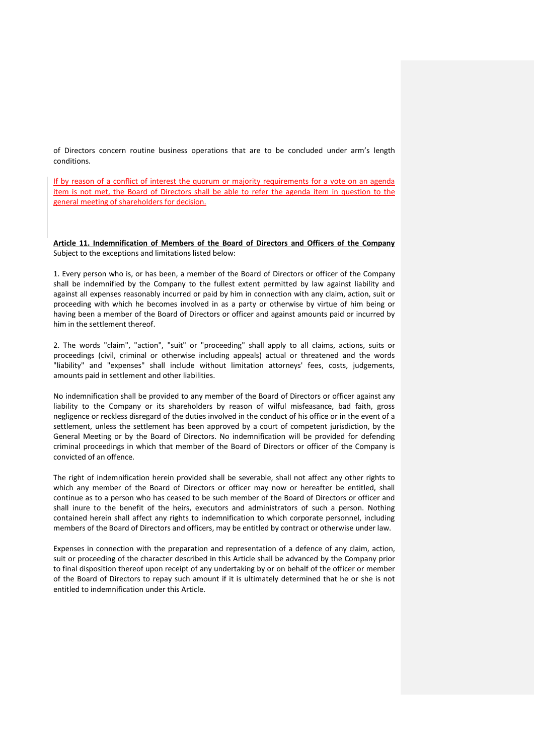of Directors concern routine business operations that are to be concluded under arm's length conditions.

If by reason of a conflict of interest the quorum or majority requirements for a vote on an agenda item is not met, the Board of Directors shall be able to refer the agenda item in question to the general meeting of shareholders for decision.

**Article 11. Indemnification of Members of the Board of Directors and Officers of the Company**

Subject to the exceptions and limitations listed below:

1. Every person who is, or has been, a member of the Board of Directors or officer of the Company shall be indemnified by the Company to the fullest extent permitted by law against liability and against all expenses reasonably incurred or paid by him in connection with any claim, action, suit or proceeding with which he becomes involved in as a party or otherwise by virtue of him being or having been a member of the Board of Directors or officer and against amounts paid or incurred by him in the settlement thereof.

2. The words "claim", "action", "suit" or "proceeding" shall apply to all claims, actions, suits or proceedings (civil, criminal or otherwise including appeals) actual or threatened and the words "liability" and "expenses" shall include without limitation attorneys' fees, costs, judgements, amounts paid in settlement and other liabilities.

No indemnification shall be provided to any member of the Board of Directors or officer against any liability to the Company or its shareholders by reason of wilful misfeasance, bad faith, gross negligence or reckless disregard of the duties involved in the conduct of his office or in the event of a settlement, unless the settlement has been approved by a court of competent jurisdiction, by the General Meeting or by the Board of Directors. No indemnification will be provided for defending criminal proceedings in which that member of the Board of Directors or officer of the Company is convicted of an offence.

The right of indemnification herein provided shall be severable, shall not affect any other rights to which any member of the Board of Directors or officer may now or hereafter be entitled, shall continue as to a person who has ceased to be such member of the Board of Directors or officer and shall inure to the benefit of the heirs, executors and administrators of such a person. Nothing contained herein shall affect any rights to indemnification to which corporate personnel, including members of the Board of Directors and officers, may be entitled by contract or otherwise under law.

Expenses in connection with the preparation and representation of a defence of any claim, action, suit or proceeding of the character described in this Article shall be advanced by the Company prior to final disposition thereof upon receipt of any undertaking by or on behalf of the officer or member of the Board of Directors to repay such amount if it is ultimately determined that he or she is not entitled to indemnification under this Article.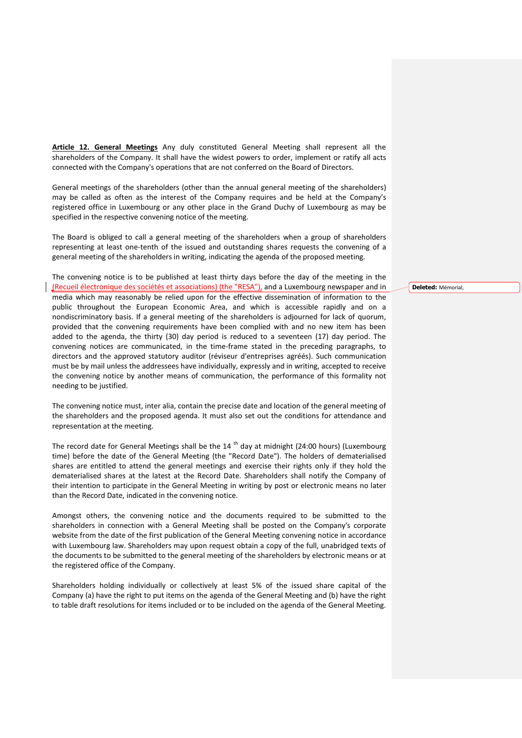**Article 12. General Meetings** Any duly constituted General Meeting shall represent all the shareholders of the Company. It shall have the widest powers to order, implement or ratify all acts connected with the Company's operations that are not conferred on the Board of Directors.

General meetings of the shareholders (other than the annual general meeting of the shareholders) may be called as often as the interest of the Company requires and be held at the Company's registered office in Luxembourg or any other place in the Grand Duchy of Luxembourg as may be specified in the respective convening notice of the meeting.

The Board is obliged to call a general meeting of the shareholders when a group of shareholders representing at least one-tenth of the issued and outstanding shares requests the convening of a general meeting of the shareholders in writing, indicating the agenda of the proposed meeting.

The convening notice is to be published at least thirty days before the day of the meeting in the (Recueil électronique des sociétés et associations) (the "RESA"), and a Luxembourg newspaper and in media which may reasonably be relied upon for the effective dissemination of information to the public throughout the European Economic Area, and which is accessible rapidly and on a nondiscriminatory basis. If a general meeting of the shareholders is adjourned for lack of quorum, provided that the convening requirements have been complied with and no new item has been added to the agenda, the thirty (30) day period is reduced to a seventeen (17) day period. The convening notices are communicated, in the time-frame stated in the preceding paragraphs, to directors and the approved statutory auditor (réviseur d'entreprises agréés). Such communication must be by mail unless the addressees have individually, expressly and in writing, accepted to receive the convening notice by another means of communication, the performance of this formality not needing to be justified.

**Deleted:** Mémorial,

The convening notice must, inter alia, contain the precise date and location of the general meeting of the shareholders and the proposed agenda. It must also set out the conditions for attendance and representation at the meeting.

The record date for General Meetings shall be the 14th day at midnight (24:00 hours) (Luxembourg time) before the date of the General Meeting (the "Record Date"). The holders of dematerialised shares are entitled to attend the general meetings and exercise their rights only if they hold the dematerialised shares at the latest at the Record Date. Shareholders shall notify the Company of their intention to participate in the General Meeting in writing by post or electronic means no later than the Record Date, indicated in the convening notice.

Amongst others, the convening notice and the documents required to be submitted to the shareholders in connection with a General Meeting shall be posted on the Company's corporate website from the date of the first publication of the General Meeting convening notice in accordance with Luxembourg law. Shareholders may upon request obtain a copy of the full, unabridged texts of the documents to be submitted to the general meeting of the shareholders by electronic means or at the registered office of the Company.

Shareholders holding individually or collectively at least 5% of the issued share capital of the Company (a) have the right to put items on the agenda of the General Meeting and (b) have the right to table draft resolutions for items included or to be included on the agenda of the General Meeting.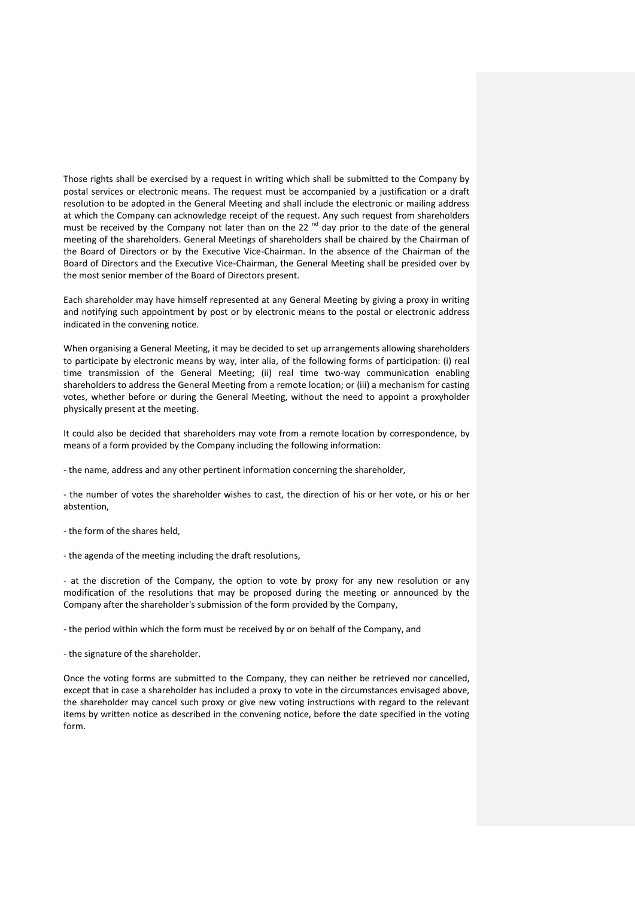Those rights shall be exercised by a request in writing which shall be submitted to the Company by postal services or electronic means. The request must be accompanied by a justification or a draft resolution to be adopted in the General Meeting and shall include the electronic or mailing address at which the Company can acknowledge receipt of the request. Any such request from shareholders must be received by the Company not later than on the 22 nd day prior to the date of the general meeting of the shareholders. General Meetings of shareholders shall be chaired by the Chairman of the Board of Directors or by the Executive Vice-Chairman. In the absence of the Chairman of the Board of Directors and the Executive Vice-Chairman, the General Meeting shall be presided over by the most senior member of the Board of Directors present.

Each shareholder may have himself represented at any General Meeting by giving a proxy in writing and notifying such appointment by post or by electronic means to the postal or electronic address indicated in the convening notice.

When organising a General Meeting, it may be decided to set up arrangements allowing shareholders to participate by electronic means by way, inter alia, of the following forms of participation: (i) real time transmission of the General Meeting; (ii) real time two-way communication enabling shareholders to address the General Meeting from a remote location; or (iii) a mechanism for casting votes, whether before or during the General Meeting, without the need to appoint a proxyholder physically present at the meeting.

It could also be decided that shareholders may vote from a remote location by correspondence, by means of a form provided by the Company including the following information:

- the name, address and any other pertinent information concerning the shareholder,

- the number of votes the shareholder wishes to cast, the direction of his or her vote, or his or her abstention,

- the form of the shares held,

- the agenda of the meeting including the draft resolutions,

- at the discretion of the Company, the option to vote by proxy for any new resolution or any modification of the resolutions that may be proposed during the meeting or announced by the Company after the shareholder's submission of the form provided by the Company,

- the period within which the form must be received by or on behalf of the Company, and

- the signature of the shareholder.

Once the voting forms are submitted to the Company, they can neither be retrieved nor cancelled, except that in case a shareholder has included a proxy to vote in the circumstances envisaged above, the shareholder may cancel such proxy or give new voting instructions with regard to the relevant items by written notice as described in the convening notice, before the date specified in the voting form.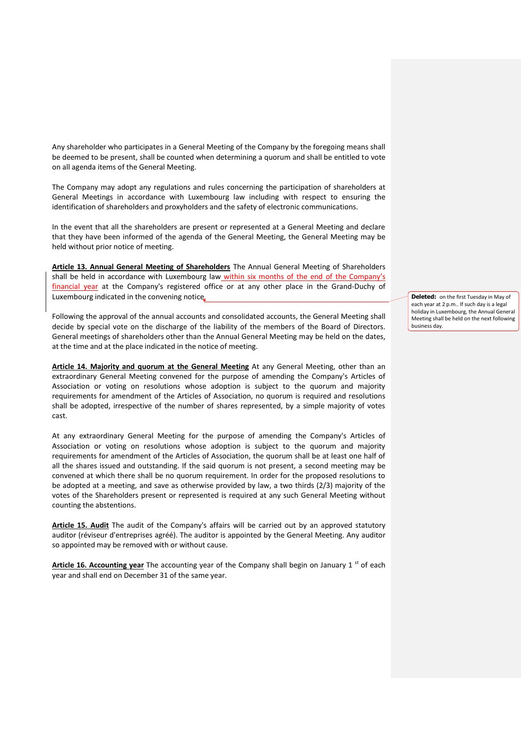Any shareholder who participates in a General Meeting of the Company by the foregoing means shall be deemed to be present, shall be counted when determining a quorum and shall be entitled to vote on all agenda items of the General Meeting.

The Company may adopt any regulations and rules concerning the participation of shareholders at General Meetings in accordance with Luxembourg law including with respect to ensuring the identification of shareholders and proxyholders and the safety of electronic communications.

In the event that all the shareholders are present or represented at a General Meeting and declare that they have been informed of the agenda of the General Meeting, the General Meeting may be held without prior notice of meeting.

**Article 13. Annual General Meeting of Shareholders** The Annual General Meeting of Shareholders shall be held in accordance with Luxembourg law within six months of the end of the Company's financial year at the Company's registered office or at any other place in the Grand-Duchy of Luxembourg indicated in the convening notice.

**Deleted:** on the first Tuesday in May of each year at 2 p.m.. If such day is a legal holiday in Luxembourg, the Annual General Meeting shall be held on the next following business day.

Following the approval of the annual accounts and consolidated accounts, the General Meeting shall decide by special vote on the discharge of the liability of the members of the Board of Directors. General meetings of shareholders other than the Annual General Meeting may be held on the dates, at the time and at the place indicated in the notice of meeting.

**Article 14. Majority and quorum at the General Meeting** At any General Meeting, other than an extraordinary General Meeting convened for the purpose of amending the Company's Articles of Association or voting on resolutions whose adoption is subject to the quorum and majority requirements for amendment of the Articles of Association, no quorum is required and resolutions shall be adopted, irrespective of the number of shares represented, by a simple majority of votes cast.

At any extraordinary General Meeting for the purpose of amending the Company's Articles of Association or voting on resolutions whose adoption is subject to the quorum and majority requirements for amendment of the Articles of Association, the quorum shall be at least one half of all the shares issued and outstanding. If the said quorum is not present, a second meeting may be convened at which there shall be no quorum requirement. In order for the proposed resolutions to be adopted at a meeting, and save as otherwise provided by law, a two thirds (2/3) majority of the votes of the Shareholders present or represented is required at any such General Meeting without counting the abstentions.

**Article 15. Audit** The audit of the Company's affairs will be carried out by an approved statutory auditor (réviseur d'entreprises agréé). The auditor is appointed by the General Meeting. Any auditor so appointed may be removed with or without cause.

**Article 16. Accounting year** The accounting year of the Company shall begin on January 1st of each year and shall end on December 31 of the same year.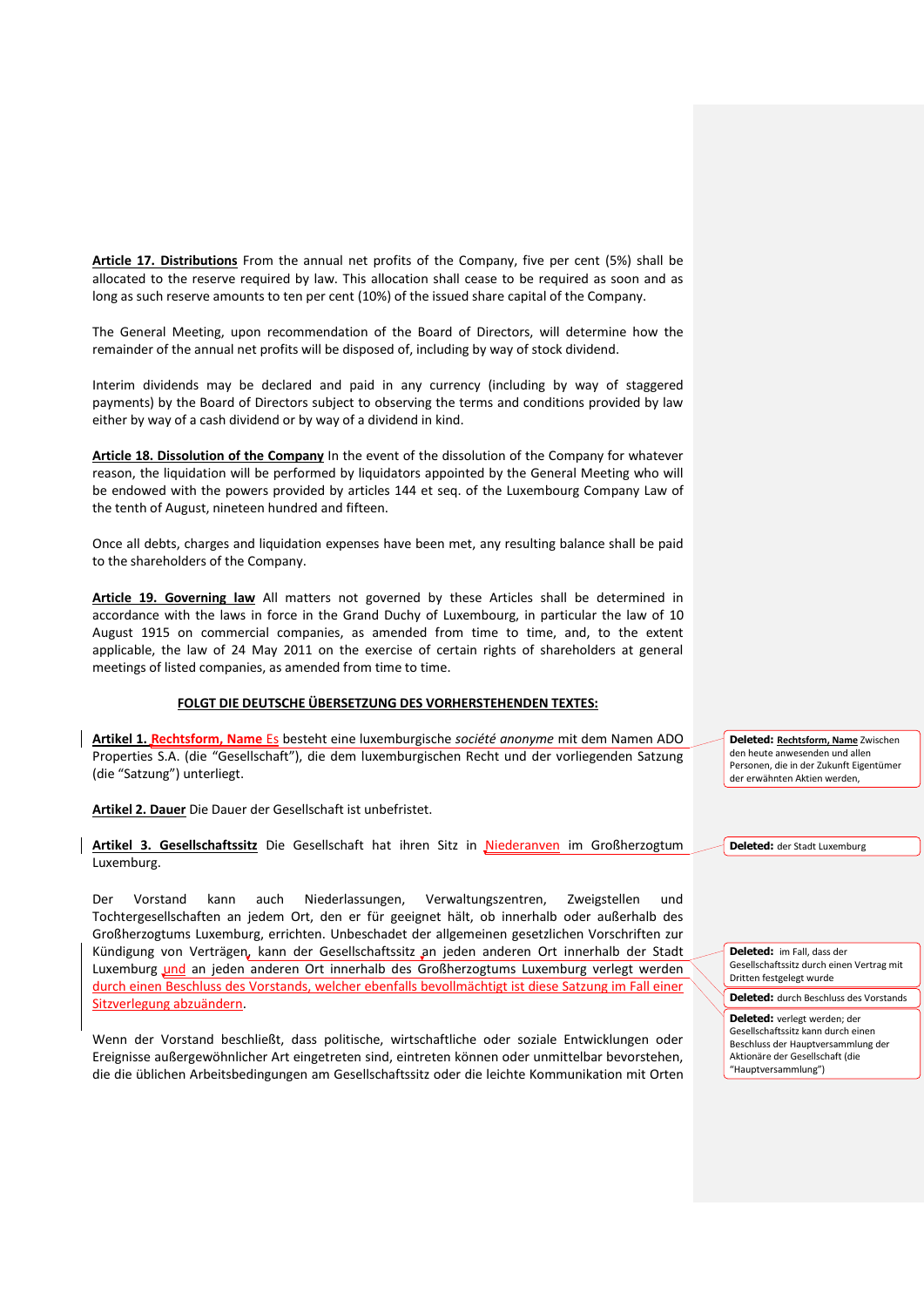**Article 17. Distributions** From the annual net profits of the Company, five per cent (5%) shall be allocated to the reserve required by law. This allocation shall cease to be required as soon and as long as such reserve amounts to ten per cent (10%) of the issued share capital of the Company.

The General Meeting, upon recommendation of the Board of Directors, will determine how the remainder of the annual net profits will be disposed of, including by way of stock dividend.

Interim dividends may be declared and paid in any currency (including by way of staggered payments) by the Board of Directors subject to observing the terms and conditions provided by law either by way of a cash dividend or by way of a dividend in kind.

**Article 18. Dissolution of the Company** In the event of the dissolution of the Company for whatever reason, the liquidation will be performed by liquidators appointed by the General Meeting who will be endowed with the powers provided by articles 144 et seq. of the Luxembourg Company Law of the tenth of August, nineteen hundred and fifteen.

Once all debts, charges and liquidation expenses have been met, any resulting balance shall be paid to the shareholders of the Company.

**Article 19. Governing law** All matters not governed by these Articles shall be determined in accordance with the laws in force in the Grand Duchy of Luxembourg, in particular the law of 10 August 1915 on commercial companies, as amended from time to time, and, to the extent applicable, the law of 24 May 2011 on the exercise of certain rights of shareholders at general meetings of listed companies, as amended from time to time.

**FOLGT DIE DEUTSCHE ÜBERSETZUNG DES VORHERSTEHENDEN TEXTES:**

**Artikel 1. Rechtsform, Name** Es besteht eine luxemburgische *société anonyme* mit dem Namen ADO Properties S.A. (die "Gesellschaft"), die dem luxemburgischen Recht und der vorliegenden Satzung (die "Satzung") unterliegt.

**Artikel 2. Dauer** Die Dauer der Gesellschaft ist unbefristet.

**Artikel 3. Gesellschaftssitz** Die Gesellschaft hat ihren Sitz in Niederanven im Großherzogtum Luxemburg.

Der Vorstand kann auch Niederlassungen, Verwaltungszentren, Zweigstellen und Tochtergesellschaften an jedem Ort, den er für geeignet hält, ob innerhalb oder außerhalb des Großherzogtums Luxemburg, errichten. Unbeschadet der allgemeinen gesetzlichen Vorschriften zur Kündigung von Verträgen, kann der Gesellschaftssitz an jeden anderen Ort innerhalb der Stadt Luxemburg und an jeden anderen Ort innerhalb des Großherzogtums Luxemburg verlegt werden durch einen Beschluss des Vorstands, welcher ebenfalls bevollmächtigt ist diese Satzung im Fall einer Sitzverlegung abzuändern.

Wenn der Vorstand beschließt, dass politische, wirtschaftliche oder soziale Entwicklungen oder Ereignisse außergewöhnlicher Art eingetreten sind, eintreten können oder unmittelbar bevorstehen, die die üblichen Arbeitsbedingungen am Gesellschaftssitz oder die leichte Kommunikation mit Orten

**Deleted:** **Rechtsform, Name** Zwischen den heute anwesenden und allen Personen, die in der Zukunft Eigentümer der erwähnten Aktien werden,

**Deleted:** der Stadt Luxemburg

**Deleted:** im Fall, dass der Gesellschaftssitz durch einen Vertrag mit Dritten festgelegt wurde

**Deleted:** durch Beschluss des Vorstands

**Deleted:** verlegt werden; der Gesellschaftssitz kann durch einen Beschluss der Hauptversammlung der Aktionäre der Gesellschaft (die "Hauptversammlung")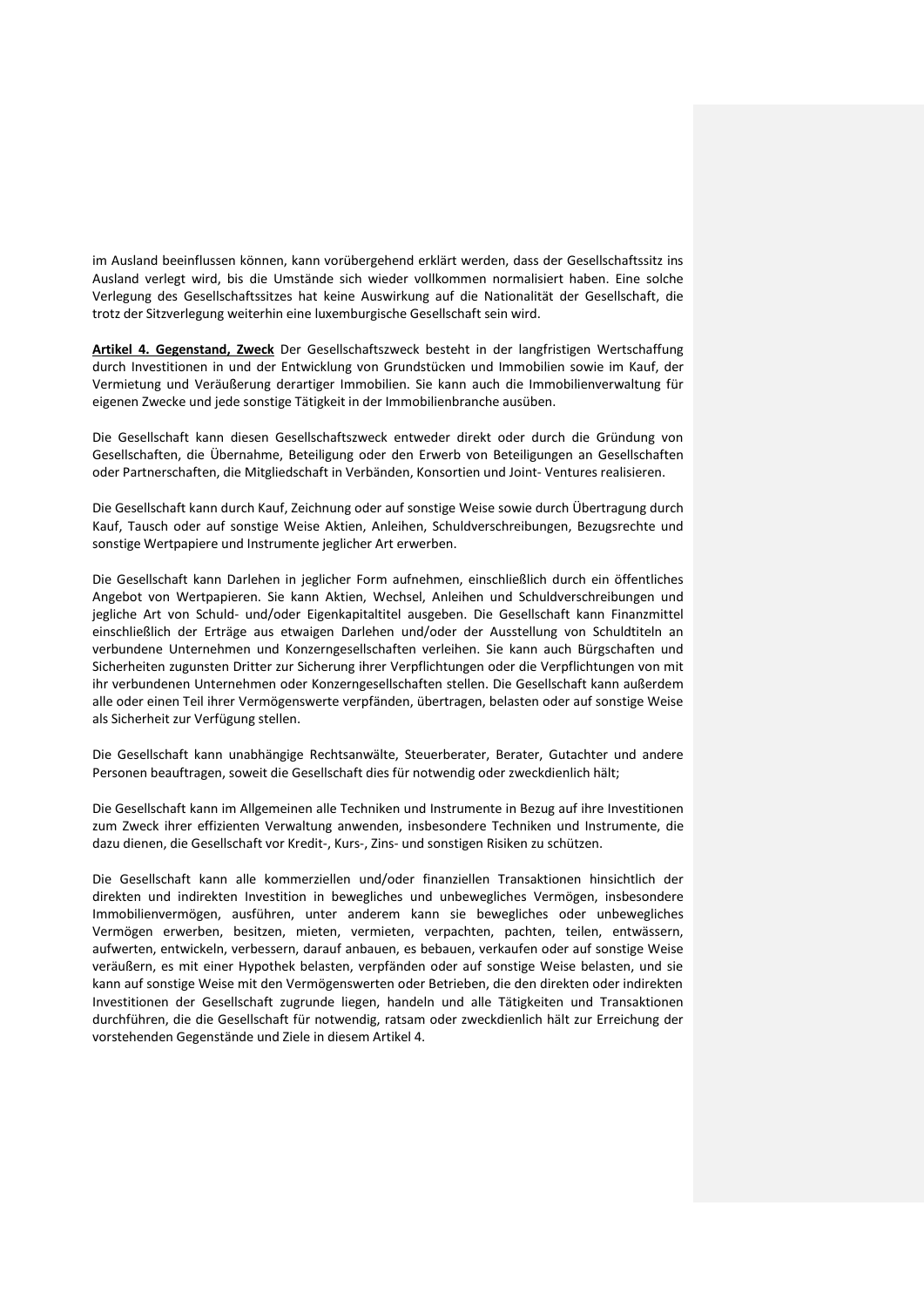im Ausland beeinflussen können, kann vorübergehend erklärt werden, dass der Gesellschaftssitz ins Ausland verlegt wird, bis die Umstände sich wieder vollkommen normalisiert haben. Eine solche Verlegung des Gesellschaftssitzes hat keine Auswirkung auf die Nationalität der Gesellschaft, die trotz der Sitzverlegung weiterhin eine luxemburgische Gesellschaft sein wird.

**Artikel 4. Gegenstand, Zweck** Der Gesellschaftszweck besteht in der langfristigen Wertschaffung durch Investitionen in und der Entwicklung von Grundstücken und Immobilien sowie im Kauf, der Vermietung und Veräußerung derartiger Immobilien. Sie kann auch die Immobilienverwaltung für eigenen Zwecke und jede sonstige Tätigkeit in der Immobilienbranche ausüben.

Die Gesellschaft kann diesen Gesellschaftszweck entweder direkt oder durch die Gründung von Gesellschaften, die Übernahme, Beteiligung oder den Erwerb von Beteiligungen an Gesellschaften oder Partnerschaften, die Mitgliedschaft in Verbänden, Konsortien und Joint- Ventures realisieren.

Die Gesellschaft kann durch Kauf, Zeichnung oder auf sonstige Weise sowie durch Übertragung durch Kauf, Tausch oder auf sonstige Weise Aktien, Anleihen, Schuldverschreibungen, Bezugsrechte und sonstige Wertpapiere und Instrumente jeglicher Art erwerben.

Die Gesellschaft kann Darlehen in jeglicher Form aufnehmen, einschließlich durch ein öffentliches Angebot von Wertpapieren. Sie kann Aktien, Wechsel, Anleihen und Schuldverschreibungen und jegliche Art von Schuld- und/oder Eigenkapitaltitel ausgeben. Die Gesellschaft kann Finanzmittel einschließlich der Erträge aus etwaigen Darlehen und/oder der Ausstellung von Schuldtiteln an verbundene Unternehmen und Konzerngesellschaften verleihen. Sie kann auch Bürgschaften und Sicherheiten zugunsten Dritter zur Sicherung ihrer Verpflichtungen oder die Verpflichtungen von mit ihr verbundenen Unternehmen oder Konzerngesellschaften stellen. Die Gesellschaft kann außerdem alle oder einen Teil ihrer Vermögenswerte verpfänden, übertragen, belasten oder auf sonstige Weise als Sicherheit zur Verfügung stellen.

Die Gesellschaft kann unabhängige Rechtsanwälte, Steuerberater, Berater, Gutachter und andere Personen beauftragen, soweit die Gesellschaft dies für notwendig oder zweckdienlich hält;

Die Gesellschaft kann im Allgemeinen alle Techniken und Instrumente in Bezug auf ihre Investitionen zum Zweck ihrer effizienten Verwaltung anwenden, insbesondere Techniken und Instrumente, die dazu dienen, die Gesellschaft vor Kredit-, Kurs-, Zins- und sonstigen Risiken zu schützen.

Die Gesellschaft kann alle kommerziellen und/oder finanziellen Transaktionen hinsichtlich der direkten und indirekten Investition in bewegliches und unbewegliches Vermögen, insbesondere Immobilienvermögen, ausführen, unter anderem kann sie bewegliches oder unbewegliches Vermögen erwerben, besitzen, mieten, vermieten, verpachten, pachten, teilen, entwässern, aufwerten, entwickeln, verbessern, darauf anbauen, es bebauen, verkaufen oder auf sonstige Weise veräußern, es mit einer Hypothek belasten, verpfänden oder auf sonstige Weise belasten, und sie kann auf sonstige Weise mit den Vermögenswerten oder Betrieben, die den direkten oder indirekten Investitionen der Gesellschaft zugrunde liegen, handeln und alle Tätigkeiten und Transaktionen durchführen, die die Gesellschaft für notwendig, ratsam oder zweckdienlich hält zur Erreichung der vorstehenden Gegenstände und Ziele in diesem Artikel 4.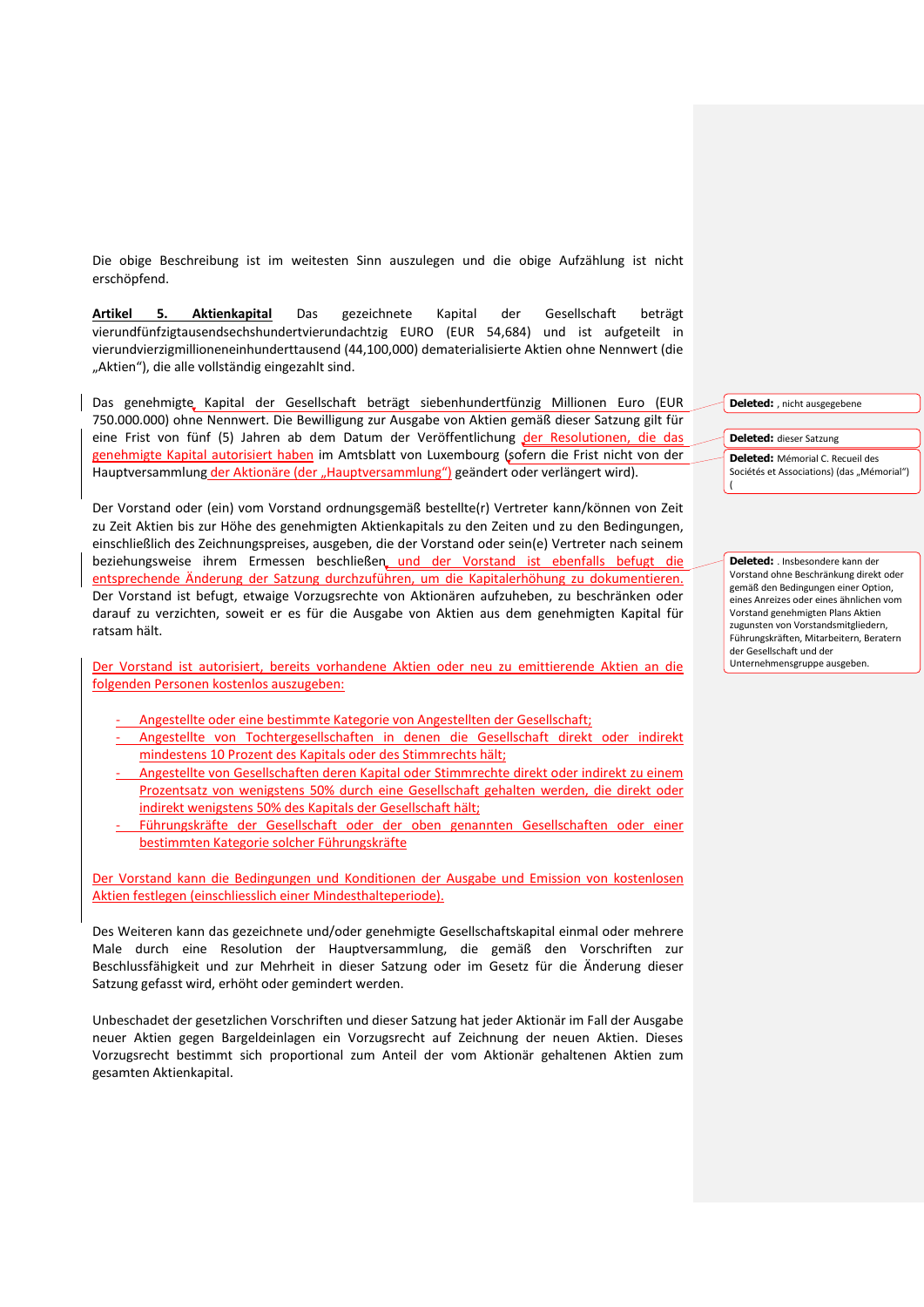Die obige Beschreibung ist im weitesten Sinn auszulegen und die obige Aufzählung ist nicht erschöpfend.

**Artikel 5. Aktienkapital** Das gezeichnete Kapital der Gesellschaft beträgt vierundfünfzigtausendsechshundertvierundachtzig EURO (EUR 54,684) und ist aufgeteilt in vierundvierzigmillioneneinhunderttausend (44,100,000) dematerialisierte Aktien ohne Nennwert (die „Aktien"), die alle vollständig eingezahlt sind.

Das genehmigte Kapital der Gesellschaft beträgt siebenhundertfünfzig Millionen Euro (EUR 750.000.000) ohne Nennwert. Die Bewilligung zur Ausgabe von Aktien gemäß dieser Satzung gilt für eine Frist von fünf (5) Jahren ab dem Datum der Veröffentlichung der Resolutionen, die das genehmigte Kapital autorisiert haben im Amtsblatt von Luxembourg (sofern die Frist nicht von der Hauptversammlung der Aktionäre (der „Hauptversammlung") geändert oder verlängert wird).

Der Vorstand oder (ein) vom Vorstand ordnungsgemäß bestellte(r) Vertreter kann/können von Zeit zu Zeit Aktien bis zur Höhe des genehmigten Aktienkapitals zu den Zeiten und zu den Bedingungen, einschließlich des Zeichnungspreises, ausgeben, die der Vorstand oder sein(e) Vertreter nach seinem beziehungsweise ihrem Ermessen beschließen, und der Vorstand ist ebenfalls befugt die entsprechende Änderung der Satzung durchzuführen, um die Kapitalerhöhung zu dokumentieren. Der Vorstand ist befugt, etwaige Vorzugsrechte von Aktionären aufzuheben, zu beschränken oder darauf zu verzichten, soweit er es für die Ausgabe von Aktien aus dem genehmigten Kapital für ratsam hält.

Der Vorstand ist autorisiert, bereits vorhandene Aktien oder neu zu emittierende Aktien an die folgenden Personen kostenlos auszugeben:

- Angestellte oder eine bestimmte Kategorie von Angestellten der Gesellschaft;
- Angestellte von Tochtergesellschaften in denen die Gesellschaft direkt oder indirekt mindestens 10 Prozent des Kapitals oder des Stimmrechts hält;
- Angestellte von Gesellschaften deren Kapital oder Stimmrechte direkt oder indirekt zu einem Prozentsatz von wenigstens 50% durch eine Gesellschaft gehalten werden, die direkt oder indirekt wenigstens 50% des Kapitals der Gesellschaft hält;
- Führungskräfte der Gesellschaft oder der oben genannten Gesellschaften oder einer bestimmten Kategorie solcher Führungskräfte

Der Vorstand kann die Bedingungen und Konditionen der Ausgabe und Emission von kostenlosen Aktien festlegen (einschliesslich einer Mindesthalteperiode).

Des Weiteren kann das gezeichnete und/oder genehmigte Gesellschaftskapital einmal oder mehrere Male durch eine Resolution der Hauptversammlung, die gemäß den Vorschriften zur Beschlussfähigkeit und zur Mehrheit in dieser Satzung oder im Gesetz für die Änderung dieser Satzung gefasst wird, erhöht oder gemindert werden.

Unbeschadet der gesetzlichen Vorschriften und dieser Satzung hat jeder Aktionär im Fall der Ausgabe neuer Aktien gegen Bargeldeinlagen ein Vorzugsrecht auf Zeichnung der neuen Aktien. Dieses Vorzugsrecht bestimmt sich proportional zum Anteil der vom Aktionär gehaltenen Aktien zum gesamten Aktienkapital.

**Deleted:** , nicht ausgegebene

**Deleted:** dieser Satzung

**Deleted:** Mémorial C. Recueil des Sociétés et Associations) (das „Mémorial") (

**Deleted:** . Insbesondere kann der Vorstand ohne Beschränkung direkt oder gemäß den Bedingungen einer Option, eines Anreizes oder eines ähnlichen vom Vorstand genehmigten Plans Aktien zugunsten von Vorstandsmitgliedern, Führungskräften, Mitarbeitern, Beratern der Gesellschaft und der Unternehmensgruppe ausgeben.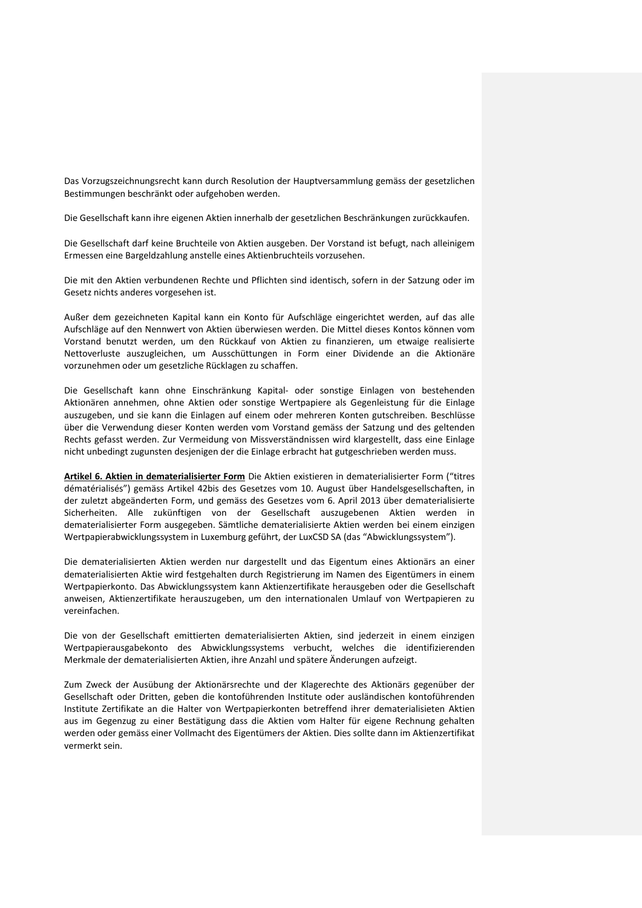Das Vorzugszeichnungsrecht kann durch Resolution der Hauptversammlung gemäss der gesetzlichen Bestimmungen beschränkt oder aufgehoben werden.

Die Gesellschaft kann ihre eigenen Aktien innerhalb der gesetzlichen Beschränkungen zurückkaufen.

Die Gesellschaft darf keine Bruchteile von Aktien ausgeben. Der Vorstand ist befugt, nach alleinigem Ermessen eine Bargeldzahlung anstelle eines Aktienbruchteils vorzusehen.

Die mit den Aktien verbundenen Rechte und Pflichten sind identisch, sofern in der Satzung oder im Gesetz nichts anderes vorgesehen ist.

Außer dem gezeichneten Kapital kann ein Konto für Aufschläge eingerichtet werden, auf das alle Aufschläge auf den Nennwert von Aktien überwiesen werden. Die Mittel dieses Kontos können vom Vorstand benutzt werden, um den Rückkauf von Aktien zu finanzieren, um etwaige realisierte Nettoverluste auszugleichen, um Ausschüttungen in Form einer Dividende an die Aktionäre vorzunehmen oder um gesetzliche Rücklagen zu schaffen.

Die Gesellschaft kann ohne Einschränkung Kapital- oder sonstige Einlagen von bestehenden Aktionären annehmen, ohne Aktien oder sonstige Wertpapiere als Gegenleistung für die Einlage auszugeben, und sie kann die Einlagen auf einem oder mehreren Konten gutschreiben. Beschlüsse über die Verwendung dieser Konten werden vom Vorstand gemäss der Satzung und des geltenden Rechts gefasst werden. Zur Vermeidung von Missverständnissen wird klargestellt, dass eine Einlage nicht unbedingt zugunsten desjenigen der die Einlage erbracht hat gutgeschrieben werden muss.

**Artikel 6. Aktien in dematerialisierter Form** Die Aktien existieren in dematerialisierter Form ("titres dématérialisés") gemäss Artikel 42bis des Gesetzes vom 10. August über Handelsgesellschaften, in der zuletzt abgeänderten Form, und gemäss des Gesetzes vom 6. April 2013 über dematerialisierte Sicherheiten. Alle zukünftigen von der Gesellschaft auszugebenen Aktien werden in dematerialisierter Form ausgegeben. Sämtliche dematerialisierte Aktien werden bei einem einzigen Wertpapierabwicklungssystem in Luxemburg geführt, der LuxCSD SA (das "Abwicklungssystem").

Die dematerialisierten Aktien werden nur dargestellt und das Eigentum eines Aktionärs an einer dematerialisierten Aktie wird festgehalten durch Registrierung im Namen des Eigentümers in einem Wertpapierkonto. Das Abwicklungssystem kann Aktienzertifikate herausgeben oder die Gesellschaft anweisen, Aktienzertifikate herauszugeben, um den internationalen Umlauf von Wertpapieren zu vereinfachen.

Die von der Gesellschaft emittierten dematerialisierten Aktien, sind jederzeit in einem einzigen Wertpapierausgabekonto des Abwicklungssystems verbucht, welches die identifizierenden Merkmale der dematerialisierten Aktien, ihre Anzahl und spätere Änderungen aufzeigt.

Zum Zweck der Ausübung der Aktionärsrechte und der Klagerechte des Aktionärs gegenüber der Gesellschaft oder Dritten, geben die kontoführenden Institute oder ausländischen kontoführenden Institute Zertifikate an die Halter von Wertpapierkonten betreffend ihrer dematerialisieten Aktien aus im Gegenzug zu einer Bestätigung dass die Aktien vom Halter für eigene Rechnung gehalten werden oder gemäss einer Vollmacht des Eigentümers der Aktien. Dies sollte dann im Aktienzertifikat vermerkt sein.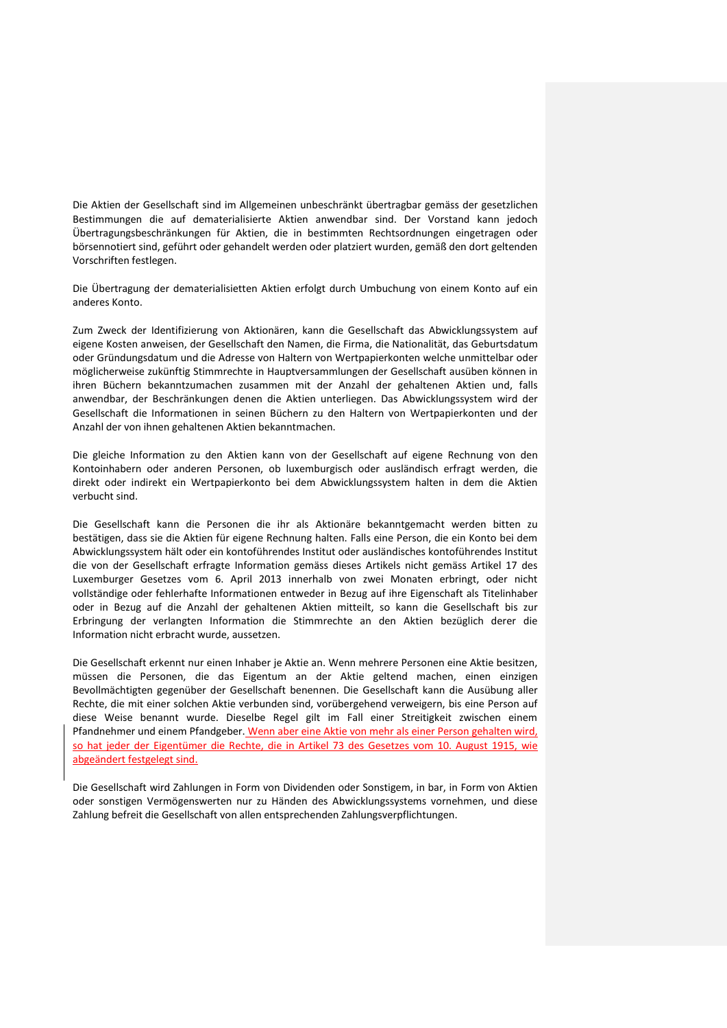Die Aktien der Gesellschaft sind im Allgemeinen unbeschränkt übertragbar gemäss der gesetzlichen Bestimmungen die auf dematerialisierte Aktien anwendbar sind. Der Vorstand kann jedoch Übertragungsbeschränkungen für Aktien, die in bestimmten Rechtsordnungen eingetragen oder börsennotiert sind, geführt oder gehandelt werden oder platziert wurden, gemäß den dort geltenden Vorschriften festlegen.

Die Übertragung der dematerialisietten Aktien erfolgt durch Umbuchung von einem Konto auf ein anderes Konto.

Zum Zweck der Identifizierung von Aktionären, kann die Gesellschaft das Abwicklungssystem auf eigene Kosten anweisen, der Gesellschaft den Namen, die Firma, die Nationalität, das Geburtsdatum oder Gründungsdatum und die Adresse von Haltern von Wertpapierkonten welche unmittelbar oder möglicherweise zukünftig Stimmrechte in Hauptversammlungen der Gesellschaft ausüben können in ihren Büchern bekanntzumachen zusammen mit der Anzahl der gehaltenen Aktien und, falls anwendbar, der Beschränkungen denen die Aktien unterliegen. Das Abwicklungssystem wird der Gesellschaft die Informationen in seinen Büchern zu den Haltern von Wertpapierkonten und der Anzahl der von ihnen gehaltenen Aktien bekanntmachen.

Die gleiche Information zu den Aktien kann von der Gesellschaft auf eigene Rechnung von den Kontoinhabern oder anderen Personen, ob luxemburgisch oder ausländisch erfragt werden, die direkt oder indirekt ein Wertpapierkonto bei dem Abwicklungssystem halten in dem die Aktien verbucht sind.

Die Gesellschaft kann die Personen die ihr als Aktionäre bekanntgemacht werden bitten zu bestätigen, dass sie die Aktien für eigene Rechnung halten. Falls eine Person, die ein Konto bei dem Abwicklungssystem hält oder ein kontoführendes Institut oder ausländisches kontoführendes Institut die von der Gesellschaft erfragte Information gemäss dieses Artikels nicht gemäss Artikel 17 des Luxemburger Gesetzes vom 6. April 2013 innerhalb von zwei Monaten erbringt, oder nicht vollständige oder fehlerhafte Informationen entweder in Bezug auf ihre Eigenschaft als Titelinhaber oder in Bezug auf die Anzahl der gehaltenen Aktien mitteilt, so kann die Gesellschaft bis zur Erbringung der verlangten Information die Stimmrechte an den Aktien bezüglich derer die Information nicht erbracht wurde, aussetzen.

Die Gesellschaft erkennt nur einen Inhaber je Aktie an. Wenn mehrere Personen eine Aktie besitzen, müssen die Personen, die das Eigentum an der Aktie geltend machen, einen einzigen Bevollmächtigten gegenüber der Gesellschaft benennen. Die Gesellschaft kann die Ausübung aller Rechte, die mit einer solchen Aktie verbunden sind, vorübergehend verweigern, bis eine Person auf diese Weise benannt wurde. Dieselbe Regel gilt im Fall einer Streitigkeit zwischen einem Pfandnehmer und einem Pfandgeber. Wenn aber eine Aktie von mehr als einer Person gehalten wird, so hat jeder der Eigentümer die Rechte, die in Artikel 73 des Gesetzes vom 10. August 1915, wie abgeändert festgelegt sind.

Die Gesellschaft wird Zahlungen in Form von Dividenden oder Sonstigem, in bar, in Form von Aktien oder sonstigen Vermögenswerten nur zu Händen des Abwicklungssystems vornehmen, und diese Zahlung befreit die Gesellschaft von allen entsprechenden Zahlungsverpflichtungen.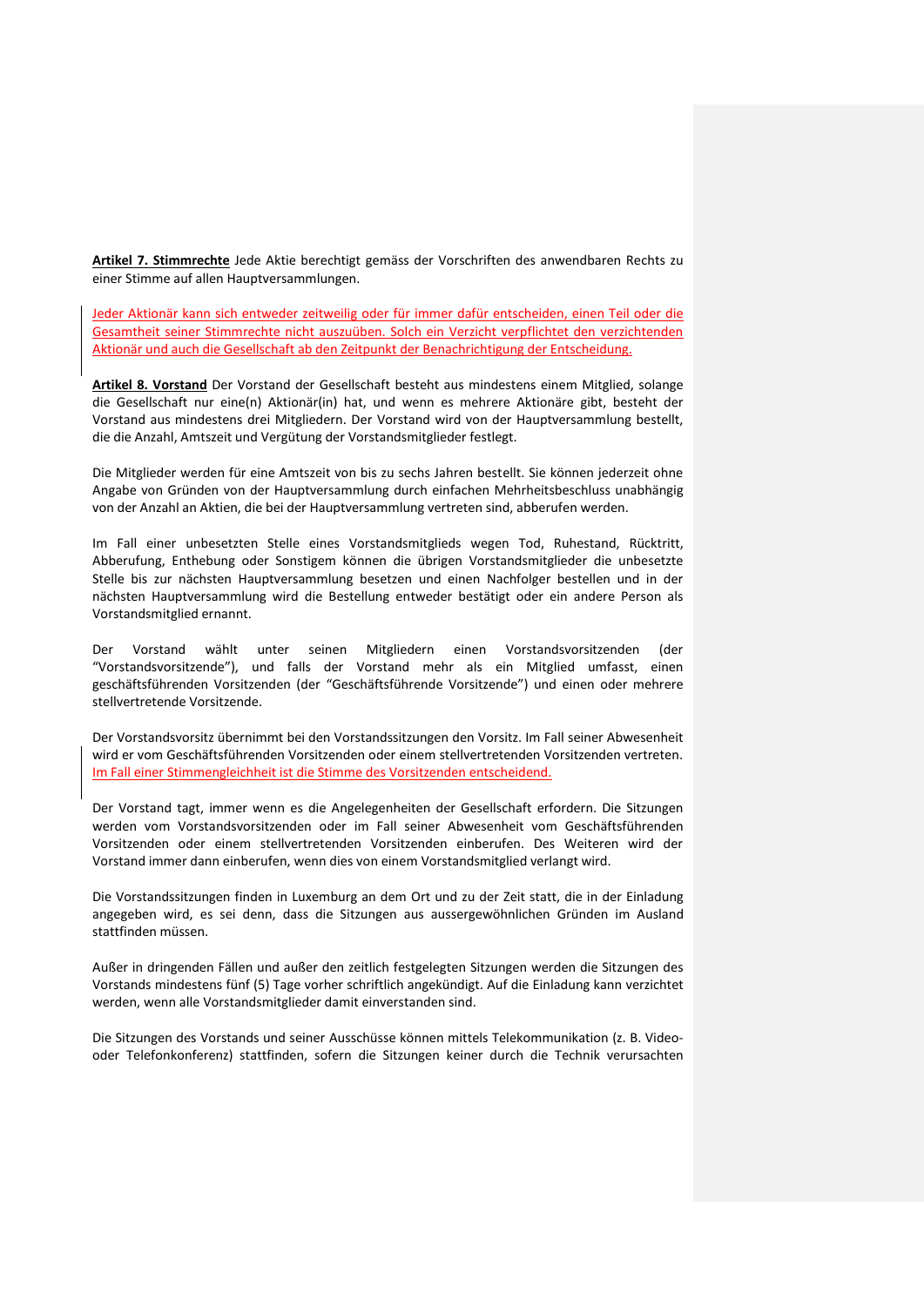**Artikel 7. Stimmrechte** Jede Aktie berechtigt gemäss der Vorschriften des anwendbaren Rechts zu einer Stimme auf allen Hauptversammlungen.

Jeder Aktionär kann sich entweder zeitweilig oder für immer dafür entscheiden, einen Teil oder die Gesamtheit seiner Stimmrechte nicht auszuüben. Solch ein Verzicht verpflichtet den verzichtenden Aktionär und auch die Gesellschaft ab den Zeitpunkt der Benachrichtigung der Entscheidung.

**Artikel 8. Vorstand** Der Vorstand der Gesellschaft besteht aus mindestens einem Mitglied, solange die Gesellschaft nur eine(n) Aktionär(in) hat, und wenn es mehrere Aktionäre gibt, besteht der Vorstand aus mindestens drei Mitgliedern. Der Vorstand wird von der Hauptversammlung bestellt, die die Anzahl, Amtszeit und Vergütung der Vorstandsmitglieder festlegt.

Die Mitglieder werden für eine Amtszeit von bis zu sechs Jahren bestellt. Sie können jederzeit ohne Angabe von Gründen von der Hauptversammlung durch einfachen Mehrheitsbeschluss unabhängig von der Anzahl an Aktien, die bei der Hauptversammlung vertreten sind, abberufen werden.

Im Fall einer unbesetzten Stelle eines Vorstandsmitglieds wegen Tod, Ruhestand, Rücktritt, Abberufung, Enthebung oder Sonstigem können die übrigen Vorstandsmitglieder die unbesetzte Stelle bis zur nächsten Hauptversammlung besetzen und einen Nachfolger bestellen und in der nächsten Hauptversammlung wird die Bestellung entweder bestätigt oder ein andere Person als Vorstandsmitglied ernannt.

Der Vorstand wählt unter seinen Mitgliedern einen Vorstandsvorsitzenden (der "Vorstandsvorsitzende"), und falls der Vorstand mehr als ein Mitglied umfasst, einen geschäftsführenden Vorsitzenden (der "Geschäftsführende Vorsitzende") und einen oder mehrere stellvertretende Vorsitzende.

Der Vorstandsvorsitz übernimmt bei den Vorstandssitzungen den Vorsitz. Im Fall seiner Abwesenheit wird er vom Geschäftsführenden Vorsitzenden oder einem stellvertretenden Vorsitzenden vertreten. Im Fall einer Stimmengleichheit ist die Stimme des Vorsitzenden entscheidend.

Der Vorstand tagt, immer wenn es die Angelegenheiten der Gesellschaft erfordern. Die Sitzungen werden vom Vorstandsvorsitzenden oder im Fall seiner Abwesenheit vom Geschäftsführenden Vorsitzenden oder einem stellvertretenden Vorsitzenden einberufen. Des Weiteren wird der Vorstand immer dann einberufen, wenn dies von einem Vorstandsmitglied verlangt wird.

Die Vorstandssitzungen finden in Luxemburg an dem Ort und zu der Zeit statt, die in der Einladung angegeben wird, es sei denn, dass die Sitzungen aus aussergewöhnlichen Gründen im Ausland stattfinden müssen.

Außer in dringenden Fällen und außer den zeitlich festgelegten Sitzungen werden die Sitzungen des Vorstands mindestens fünf (5) Tage vorher schriftlich angekündigt. Auf die Einladung kann verzichtet werden, wenn alle Vorstandsmitglieder damit einverstanden sind.

Die Sitzungen des Vorstands und seiner Ausschüsse können mittels Telekommunikation (z. B. Video- oder Telefonkonferenz) stattfinden, sofern die Sitzungen keiner durch die Technik verursachten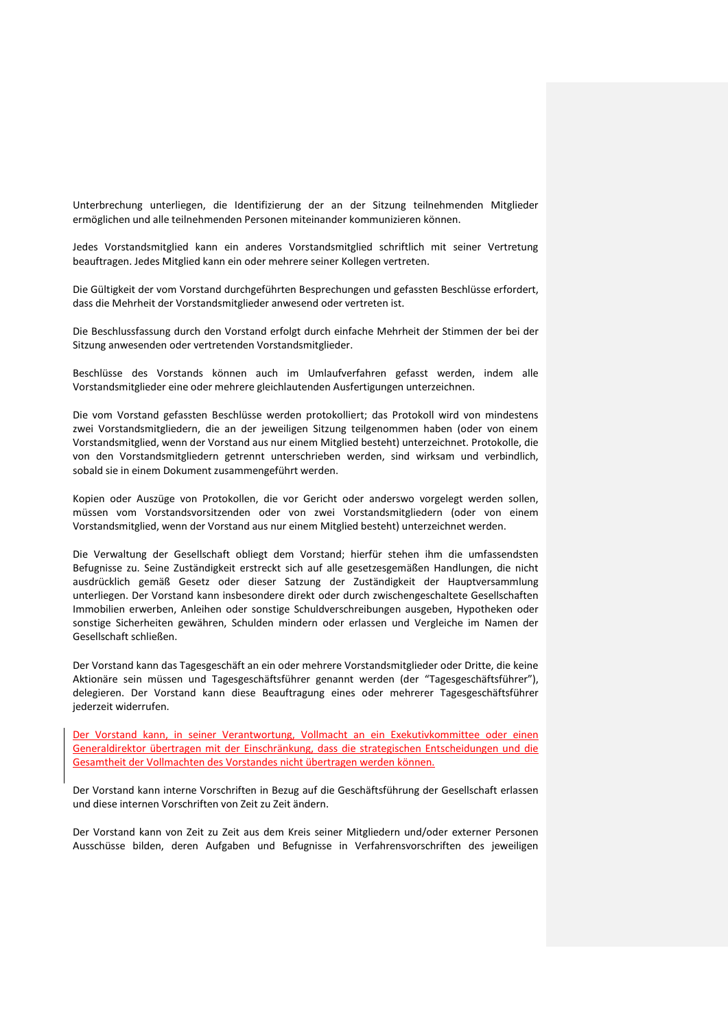Unterbrechung unterliegen, die Identifizierung der an der Sitzung teilnehmenden Mitglieder ermöglichen und alle teilnehmenden Personen miteinander kommunizieren können.

Jedes Vorstandsmitglied kann ein anderes Vorstandsmitglied schriftlich mit seiner Vertretung beauftragen. Jedes Mitglied kann ein oder mehrere seiner Kollegen vertreten.

Die Gültigkeit der vom Vorstand durchgeführten Besprechungen und gefassten Beschlüsse erfordert, dass die Mehrheit der Vorstandsmitglieder anwesend oder vertreten ist.

Die Beschlussfassung durch den Vorstand erfolgt durch einfache Mehrheit der Stimmen der bei der Sitzung anwesenden oder vertretenden Vorstandsmitglieder.

Beschlüsse des Vorstands können auch im Umlaufverfahren gefasst werden, indem alle Vorstandsmitglieder eine oder mehrere gleichlautenden Ausfertigungen unterzeichnen.

Die vom Vorstand gefassten Beschlüsse werden protokolliert; das Protokoll wird von mindestens zwei Vorstandsmitgliedern, die an der jeweiligen Sitzung teilgenommen haben (oder von einem Vorstandsmitglied, wenn der Vorstand aus nur einem Mitglied besteht) unterzeichnet. Protokolle, die von den Vorstandsmitgliedern getrennt unterschrieben werden, sind wirksam und verbindlich, sobald sie in einem Dokument zusammengeführt werden.

Kopien oder Auszüge von Protokollen, die vor Gericht oder anderswo vorgelegt werden sollen, müssen vom Vorstandsvorsitzenden oder von zwei Vorstandsmitgliedern (oder von einem Vorstandsmitglied, wenn der Vorstand aus nur einem Mitglied besteht) unterzeichnet werden.

Die Verwaltung der Gesellschaft obliegt dem Vorstand; hierfür stehen ihm die umfassendsten Befugnisse zu. Seine Zuständigkeit erstreckt sich auf alle gesetzesgemäßen Handlungen, die nicht ausdrücklich gemäß Gesetz oder dieser Satzung der Zuständigkeit der Hauptversammlung unterliegen. Der Vorstand kann insbesondere direkt oder durch zwischengeschaltete Gesellschaften Immobilien erwerben, Anleihen oder sonstige Schuldverschreibungen ausgeben, Hypotheken oder sonstige Sicherheiten gewähren, Schulden mindern oder erlassen und Vergleiche im Namen der Gesellschaft schließen.

Der Vorstand kann das Tagesgeschäft an ein oder mehrere Vorstandsmitglieder oder Dritte, die keine Aktionäre sein müssen und Tagesgeschäftsführer genannt werden (der "Tagesgeschäftsführer"), delegieren. Der Vorstand kann diese Beauftragung eines oder mehrerer Tagesgeschäftsführer jederzeit widerrufen.

Der Vorstand kann, in seiner Verantwortung, Vollmacht an ein Exekutivkommittee oder einen Generaldirektor übertragen mit der Einschränkung, dass die strategischen Entscheidungen und die Gesamtheit der Vollmachten des Vorstandes nicht übertragen werden können.

Der Vorstand kann interne Vorschriften in Bezug auf die Geschäftsführung der Gesellschaft erlassen und diese internen Vorschriften von Zeit zu Zeit ändern.

Der Vorstand kann von Zeit zu Zeit aus dem Kreis seiner Mitgliedern und/oder externer Personen Ausschüsse bilden, deren Aufgaben und Befugnisse in Verfahrensvorschriften des jeweiligen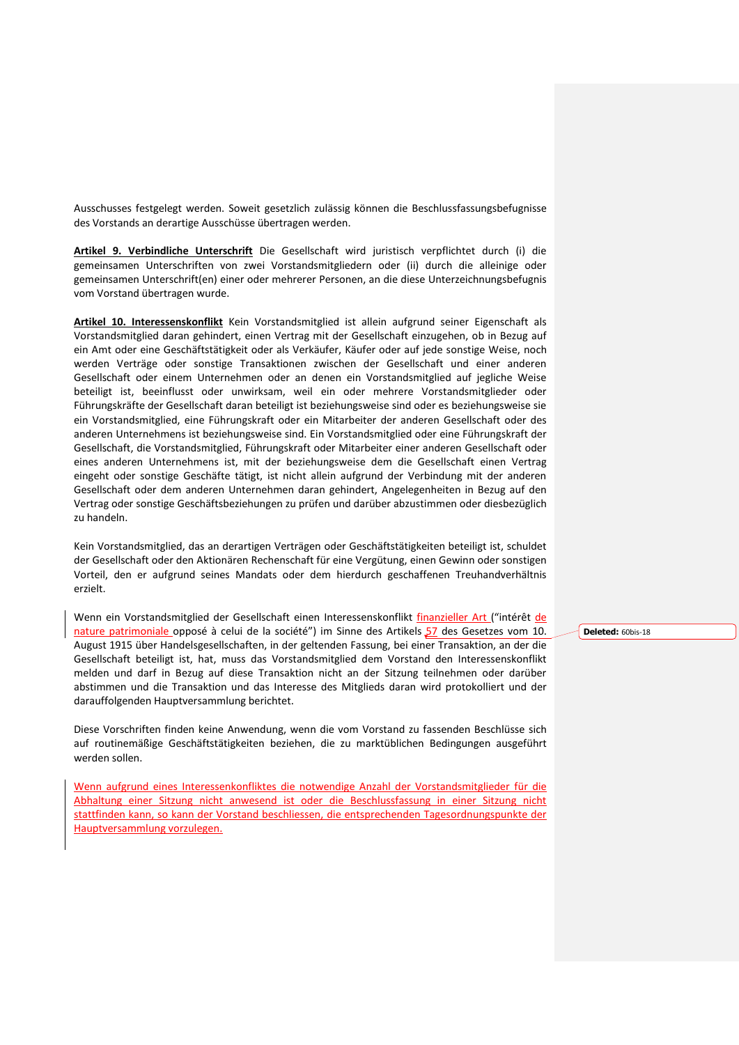Ausschusses festgelegt werden. Soweit gesetzlich zulässig können die Beschlussfassungsbefugnisse des Vorstands an derartige Ausschüsse übertragen werden.

**Artikel 9. Verbindliche Unterschrift** Die Gesellschaft wird juristisch verpflichtet durch (i) die gemeinsamen Unterschriften von zwei Vorstandsmitgliedern oder (ii) durch die alleinige oder gemeinsamen Unterschrift(en) einer oder mehrerer Personen, an die diese Unterzeichnungsbefugnis vom Vorstand übertragen wurde.

**Artikel 10. Interessenskonflikt** Kein Vorstandsmitglied ist allein aufgrund seiner Eigenschaft als Vorstandsmitglied daran gehindert, einen Vertrag mit der Gesellschaft einzugehen, ob in Bezug auf ein Amt oder eine Geschäftstätigkeit oder als Verkäufer, Käufer oder auf jede sonstige Weise, noch werden Verträge oder sonstige Transaktionen zwischen der Gesellschaft und einer anderen Gesellschaft oder einem Unternehmen oder an denen ein Vorstandsmitglied auf jegliche Weise beteiligt ist, beeinflusst oder unwirksam, weil ein oder mehrere Vorstandsmitglieder oder Führungskräfte der Gesellschaft daran beteiligt ist beziehungsweise sind oder es beziehungsweise sie ein Vorstandsmitglied, eine Führungskraft oder ein Mitarbeiter der anderen Gesellschaft oder des anderen Unternehmens ist beziehungsweise sind. Ein Vorstandsmitglied oder eine Führungskraft der Gesellschaft, die Vorstandsmitglied, Führungskraft oder Mitarbeiter einer anderen Gesellschaft oder eines anderen Unternehmens ist, mit der beziehungsweise dem die Gesellschaft einen Vertrag eingeht oder sonstige Geschäfte tätigt, ist nicht allein aufgrund der Verbindung mit der anderen Gesellschaft oder dem anderen Unternehmen daran gehindert, Angelegenheiten in Bezug auf den Vertrag oder sonstige Geschäftsbeziehungen zu prüfen und darüber abzustimmen oder diesbezüglich zu handeln.

Kein Vorstandsmitglied, das an derartigen Verträgen oder Geschäftstätigkeiten beteiligt ist, schuldet der Gesellschaft oder den Aktionären Rechenschaft für eine Vergütung, einen Gewinn oder sonstigen Vorteil, den er aufgrund seines Mandats oder dem hierdurch geschaffenen Treuhandverhältnis erzielt.

Wenn ein Vorstandsmitglied der Gesellschaft einen Interessenskonflikt finanzieller Art ("intérêt de nature patrimoniale opposé à celui de la société") im Sinne des Artikels 57 des Gesetzes vom 10. August 1915 über Handelsgesellschaften, in der geltenden Fassung, bei einer Transaktion, an der die Gesellschaft beteiligt ist, hat, muss das Vorstandsmitglied dem Vorstand den Interessenkonflikt melden und darf in Bezug auf diese Transaktion nicht an der Sitzung teilnehmen oder darüber abstimmen und die Transaktion und das Interesse des Mitglieds daran wird protokolliert und der darauffolgenden Hauptversammlung berichtet.

Diese Vorschriften finden keine Anwendung, wenn die vom Vorstand zu fassenden Beschlüsse sich auf routinemäßige Geschäftstätigkeiten beziehen, die zu marktüblichen Bedingungen ausgeführt werden sollen.

Wenn aufgrund eines Interessenkonfliktes die notwendige Anzahl der Vorstandsmitglieder für die Abhaltung einer Sitzung nicht anwesend ist oder die Beschlussfassung in einer Sitzung nicht stattfinden kann, so kann der Vorstand beschliessen, die entsprechenden Tagesordnungspunkte der Hauptversammlung vorzulegen.

**Deleted:** 60bis-18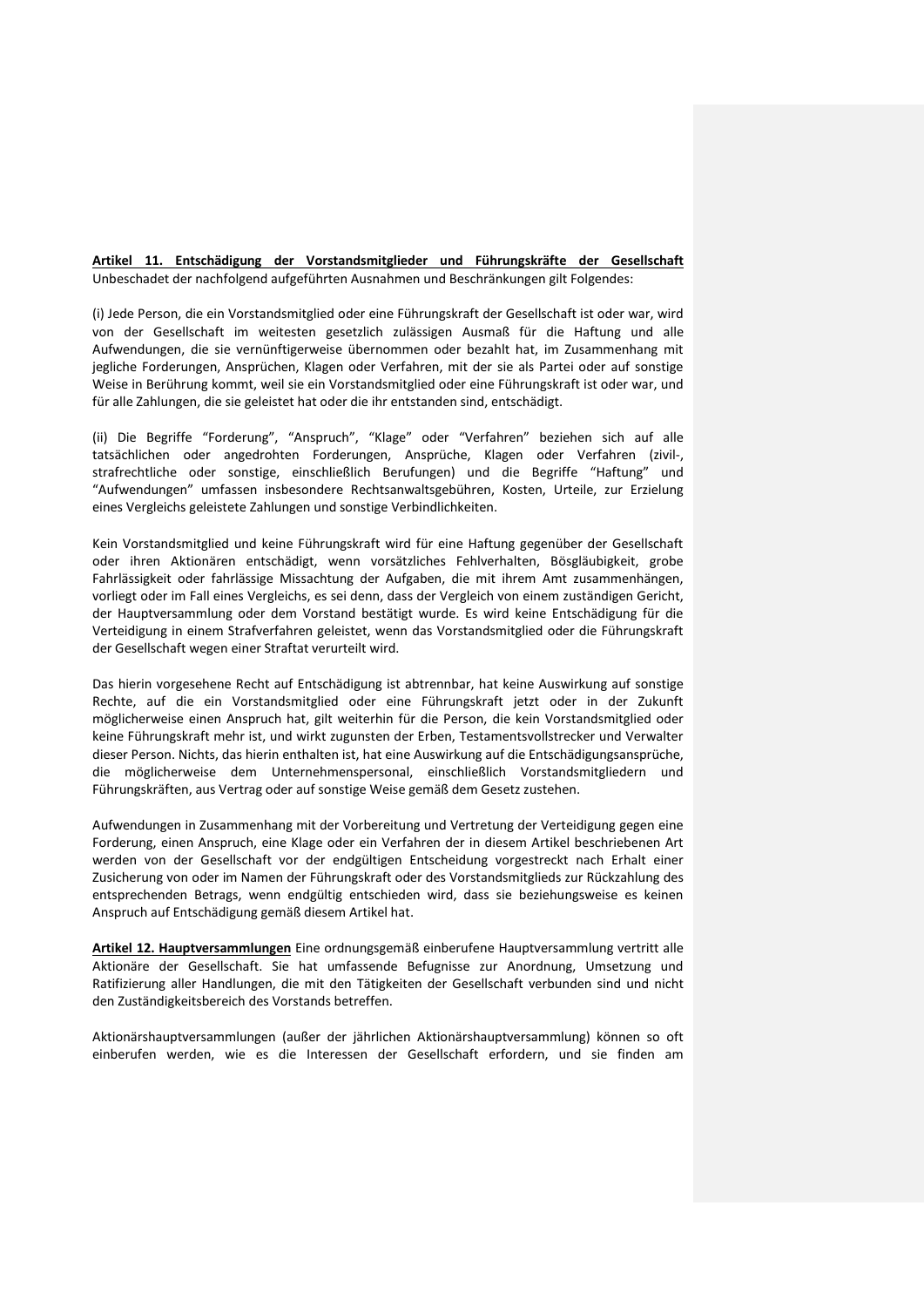**Artikel 11. Entschädigung der Vorstandsmitglieder und Führungskräfte der Gesellschaft** Unbeschadet der nachfolgend aufgeführten Ausnahmen und Beschränkungen gilt Folgendes:

(i) Jede Person, die ein Vorstandsmitglied oder eine Führungskraft der Gesellschaft ist oder war, wird von der Gesellschaft im weitesten gesetzlich zulässigen Ausmaß für die Haftung und alle Aufwendungen, die sie vernünftigerweise übernommen oder bezahlt hat, im Zusammenhang mit jegliche Forderungen, Ansprüchen, Klagen oder Verfahren, mit der sie als Partei oder auf sonstige Weise in Berührung kommt, weil sie ein Vorstandsmitglied oder eine Führungskraft ist oder war, und für alle Zahlungen, die sie geleistet hat oder die ihr entstanden sind, entschädigt.

(ii) Die Begriffe "Forderung", "Anspruch", "Klage" oder "Verfahren" beziehen sich auf alle tatsächlichen oder angedrohten Forderungen, Ansprüche, Klagen oder Verfahren (zivil-, strafrechtliche oder sonstige, einschließlich Berufungen) und die Begriffe "Haftung" und "Aufwendungen" umfassen insbesondere Rechtsanwaltsgebühren, Kosten, Urteile, zur Erzielung eines Vergleichs geleistete Zahlungen und sonstige Verbindlichkeiten.

Kein Vorstandsmitglied und keine Führungskraft wird für eine Haftung gegenüber der Gesellschaft oder ihren Aktionären entschädigt, wenn vorsätzliches Fehlverhalten, Bösgläubigkeit, grobe Fahrlässigkeit oder fahrlässige Missachtung der Aufgaben, die mit ihrem Amt zusammenhängen, vorliegt oder im Fall eines Vergleichs, es sei denn, dass der Vergleich von einem zuständigen Gericht, der Hauptversammlung oder dem Vorstand bestätigt wurde. Es wird keine Entschädigung für die Verteidigung in einem Strafverfahren geleistet, wenn das Vorstandsmitglied oder die Führungskraft der Gesellschaft wegen einer Straftat verurteilt wird.

Das hierin vorgesehene Recht auf Entschädigung ist abtrennbar, hat keine Auswirkung auf sonstige Rechte, auf die ein Vorstandsmitglied oder eine Führungskraft jetzt oder in der Zukunft möglicherweise einen Anspruch hat, gilt weiterhin für die Person, die kein Vorstandsmitglied oder keine Führungskraft mehr ist, und wirkt zugunsten der Erben, Testamentsvollstrecker und Verwalter dieser Person. Nichts, das hierin enthalten ist, hat eine Auswirkung auf die Entschädigungsansprüche, die möglicherweise dem Unternehmenspersonal, einschließlich Vorstandsmitgliedern und Führungskräften, aus Vertrag oder auf sonstige Weise gemäß dem Gesetz zustehen.

Aufwendungen in Zusammenhang mit der Vorbereitung und Vertretung der Verteidigung gegen eine Forderung, einen Anspruch, eine Klage oder ein Verfahren der in diesem Artikel beschriebenen Art werden von der Gesellschaft vor der endgültigen Entscheidung vorgestreckt nach Erhalt einer Zusicherung von oder im Namen der Führungskraft oder des Vorstandsmitglieds zur Rückzahlung des entsprechenden Betrags, wenn endgültig entschieden wird, dass sie beziehungsweise es keinen Anspruch auf Entschädigung gemäß diesem Artikel hat.

**Artikel 12. Hauptversammlungen** Eine ordnungsgemäß einberufene Hauptversammlung vertritt alle Aktionäre der Gesellschaft. Sie hat umfassende Befugnisse zur Anordnung, Umsetzung und Ratifizierung aller Handlungen, die mit den Tätigkeiten der Gesellschaft verbunden sind und nicht den Zuständigkeitsbereich des Vorstands betreffen.

Aktionärshauptversammlungen (außer der jährlichen Aktionärshauptversammlung) können so oft einberufen werden, wie es die Interessen der Gesellschaft erfordern, und sie finden am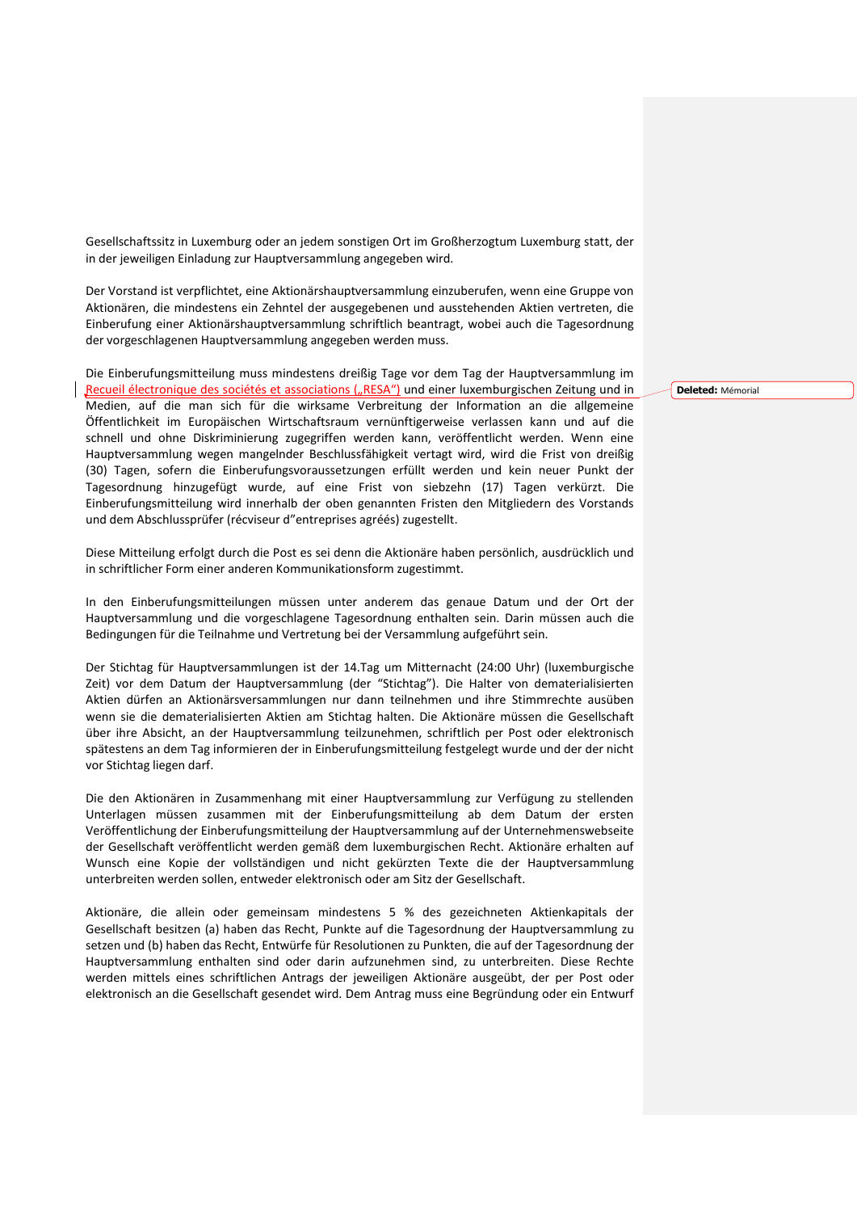Gesellschaftssitz in Luxemburg oder an jedem sonstigen Ort im Großherzogtum Luxemburg statt, der in der jeweiligen Einladung zur Hauptversammlung angegeben wird.

Der Vorstand ist verpflichtet, eine Aktionärshauptversammlung einzuberufen, wenn eine Gruppe von Aktionären, die mindestens ein Zehntel der ausgegebenen und ausstehenden Aktien vertreten, die Einberufung einer Aktionärshauptversammlung schriftlich beantragt, wobei auch die Tagesordnung der vorgeschlagenen Hauptversammlung angegeben werden muss.

Die Einberufungsmitteilung muss mindestens dreißig Tage vor dem Tag der Hauptversammlung im Recueil électronique des sociétés et associations („RESA") und einer luxemburgischen Zeitung und in Medien, auf die man sich für die wirksame Verbreitung der Information an die allgemeine Öffentlichkeit im Europäischen Wirtschaftsraum vernünftigerweise verlassen kann und auf die schnell und ohne Diskriminierung zugegriffen werden kann, veröffentlicht werden. Wenn eine Hauptversammlung wegen mangelnder Beschlussfähigkeit vertagt wird, wird die Frist von dreißig (30) Tagen, sofern die Einberufungsvoraussetzungen erfüllt werden und kein neuer Punkt der Tagesordnung hinzugefügt wurde, auf eine Frist von siebzehn (17) Tagen verkürzt. Die Einberufungsmitteilung wird innerhalb der oben genannten Fristen den Mitgliedern des Vorstands und dem Abschlussprüfer (récviseur d"entreprises agréés) zugestellt.

Diese Mitteilung erfolgt durch die Post es sei denn die Aktionäre haben persönlich, ausdrücklich und in schriftlicher Form einer anderen Kommunikationsform zugestimmt.

In den Einberufungsmitteilungen müssen unter anderem das genaue Datum und der Ort der Hauptversammlung und die vorgeschlagene Tagesordnung enthalten sein. Darin müssen auch die Bedingungen für die Teilnahme und Vertretung bei der Versammlung aufgeführt sein.

Der Stichtag für Hauptversammlungen ist der 14.Tag um Mitternacht (24:00 Uhr) (luxemburgische Zeit) vor dem Datum der Hauptversammlung (der "Stichtag"). Die Halter von dematerialisierten Aktien dürfen an Aktionärsversammlungen nur dann teilnehmen und ihre Stimmrechte ausüben wenn sie die dematerialisierten Aktien am Stichtag halten. Die Aktionäre müssen die Gesellschaft über ihre Absicht, an der Hauptversammlung teilzunehmen, schriftlich per Post oder elektronisch spätestens an dem Tag informieren der in Einberufungsmitteilung festgelegt wurde und der der nicht vor Stichtag liegen darf.

Die den Aktionären in Zusammenhang mit einer Hauptversammlung zur Verfügung zu stellenden Unterlagen müssen zusammen mit der Einberufungsmitteilung ab dem Datum der ersten Veröffentlichung der Einberufungsmitteilung der Hauptversammlung auf der Unternehmenswebseite der Gesellschaft veröffentlicht werden gemäß dem luxemburgischen Recht. Aktionäre erhalten auf Wunsch eine Kopie der vollständigen und nicht gekürzten Texte die der Hauptversammlung unterbreiten werden sollen, entweder elektronisch oder am Sitz der Gesellschaft.

Aktionäre, die allein oder gemeinsam mindestens 5 % des gezeichneten Aktienkapitals der Gesellschaft besitzen (a) haben das Recht, Punkte auf die Tagesordnung der Hauptversammlung zu setzen und (b) haben das Recht, Entwürfe für Resolutionen zu Punkten, die auf der Tagesordnung der Hauptversammlung enthalten sind oder darin aufzunehmen sind, zu unterbreiten. Diese Rechte werden mittels eines schriftlichen Antrags der jeweiligen Aktionäre ausgeübt, der per Post oder elektronisch an die Gesellschaft gesendet wird. Dem Antrag muss eine Begründung oder ein Entwurf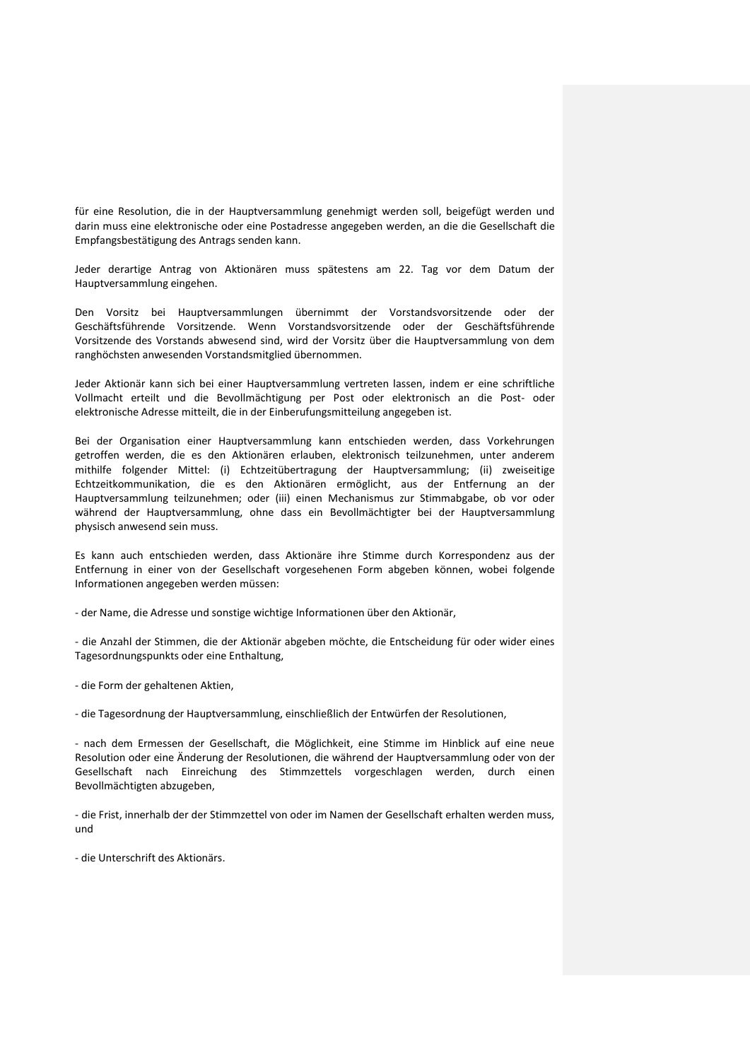für eine Resolution, die in der Hauptversammlung genehmigt werden soll, beigefügt werden und darin muss eine elektronische oder eine Postadresse angegeben werden, an die die Gesellschaft die Empfangsbestätigung des Antrags senden kann.

Jeder derartige Antrag von Aktionären muss spätestens am 22. Tag vor dem Datum der Hauptversammlung eingehen.

Den Vorsitz bei Hauptversammlungen übernimmt der Vorstandsvorsitzende oder der Geschäftsführende Vorsitzende. Wenn Vorstandsvorsitzende oder der Geschäftsführende Vorsitzende des Vorstands abwesend sind, wird der Vorsitz über die Hauptversammlung von dem ranghöchsten anwesenden Vorstandsmitglied übernommen.

Jeder Aktionär kann sich bei einer Hauptversammlung vertreten lassen, indem er eine schriftliche Vollmacht erteilt und die Bevollmächtigung per Post oder elektronisch an die Post- oder elektronische Adresse mitteilt, die in der Einberufungsmitteilung angegeben ist.

Bei der Organisation einer Hauptversammlung kann entschieden werden, dass Vorkehrungen getroffen werden, die es den Aktionären erlauben, elektronisch teilzunehmen, unter anderem mithilfe folgender Mittel: (i) Echtzeitübertragung der Hauptversammlung; (ii) zweiseitige Echtzeitkommunikation, die es den Aktionären ermöglicht, aus der Entfernung an der Hauptversammlung teilzunehmen; oder (iii) einen Mechanismus zur Stimmabgabe, ob vor oder während der Hauptversammlung, ohne dass ein Bevollmächtigter bei der Hauptversammlung physisch anwesend sein muss.

Es kann auch entschieden werden, dass Aktionäre ihre Stimme durch Korrespondenz aus der Entfernung in einer von der Gesellschaft vorgesehenen Form abgeben können, wobei folgende Informationen angegeben werden müssen:

- der Name, die Adresse und sonstige wichtige Informationen über den Aktionär,

- die Anzahl der Stimmen, die der Aktionär abgeben möchte, die Entscheidung für oder wider eines Tagesordnungspunkts oder eine Enthaltung,

- die Form der gehaltenen Aktien,

- die Tagesordnung der Hauptversammlung, einschließlich der Entwürfen der Resolutionen,

- nach dem Ermessen der Gesellschaft, die Möglichkeit, eine Stimme im Hinblick auf eine neue Resolution oder eine Änderung der Resolutionen, die während der Hauptversammlung oder von der Gesellschaft nach Einreichung des Stimmzettels vorgeschlagen werden, durch einen Bevollmächtigten abzugeben,

- die Frist, innerhalb der der Stimmzettel von oder im Namen der Gesellschaft erhalten werden muss, und

- die Unterschrift des Aktionärs.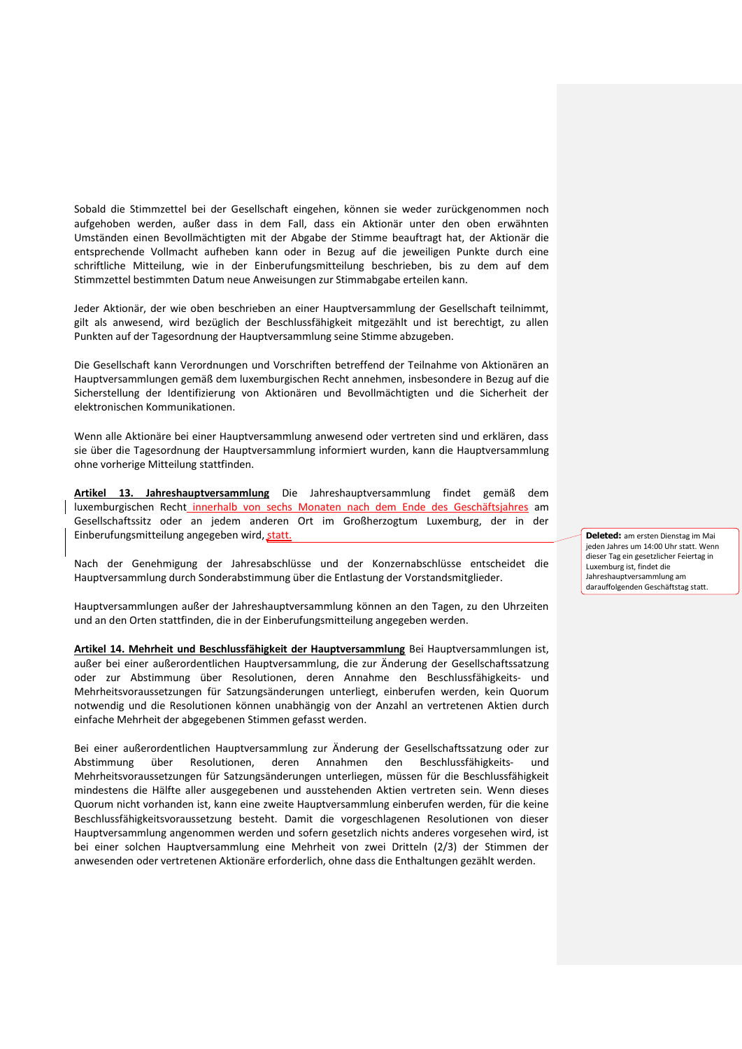Sobald die Stimmzettel bei der Gesellschaft eingehen, können sie weder zurückgenommen noch aufgehoben werden, außer dass in dem Fall, dass ein Aktionär unter den oben erwähnten Umständen einen Bevollmächtigten mit der Abgabe der Stimme beauftragt hat, der Aktionär die entsprechende Vollmacht aufheben kann oder in Bezug auf die jeweiligen Punkte durch eine schriftliche Mitteilung, wie in der Einberufungsmitteilung beschrieben, bis zu dem auf dem Stimmzettel bestimmten Datum neue Anweisungen zur Stimmabgabe erteilen kann.

Jeder Aktionär, der wie oben beschrieben an einer Hauptversammlung der Gesellschaft teilnimmt, gilt als anwesend, wird bezüglich der Beschlussfähigkeit mitgezählt und ist berechtigt, zu allen Punkten auf der Tagesordnung der Hauptversammlung seine Stimme abzugeben.

Die Gesellschaft kann Verordnungen und Vorschriften betreffend der Teilnahme von Aktionären an Hauptversammlungen gemäß dem luxemburgischen Recht annehmen, insbesondere in Bezug auf die Sicherstellung der Identifizierung von Aktionären und Bevollmächtigten und die Sicherheit der elektronischen Kommunikationen.

Wenn alle Aktionäre bei einer Hauptversammlung anwesend oder vertreten sind und erklären, dass sie über die Tagesordnung der Hauptversammlung informiert wurden, kann die Hauptversammlung ohne vorherige Mitteilung stattfinden.

**Artikel 13. Jahreshauptversammlung** Die Jahreshauptversammlung findet gemäß dem luxemburgischen Recht innerhalb von sechs Monaten nach dem Ende des Geschäftsjahres am Gesellschaftssitz oder an jedem anderen Ort im Großherzogtum Luxemburg, der in der Einberufungsmitteilung angegeben wird, statt.

Deleted: am ersten Dienstag im Mai jeden Jahres um 14:00 Uhr statt. Wenn dieser Tag ein gesetzlicher Feiertag in Luxemburg ist, findet die Jahreshauptversammlung am darauffolgenden Geschäftstag statt.

Nach der Genehmigung der Jahresabschlüsse und der Konzernabschlüsse entscheidet die Hauptversammlung durch Sonderabstimmung über die Entlastung der Vorstandsmitglieder.

Hauptversammlungen außer der Jahreshauptversammlung können an den Tagen, zu den Uhrzeiten und an den Orten stattfinden, die in der Einberufungsmitteilung angegeben werden.

**Artikel 14. Mehrheit und Beschlussfähigkeit der Hauptversammlung** Bei Hauptversammlungen ist, außer bei einer außerordentlichen Hauptversammlung, die zur Änderung der Gesellschaftssatzung oder zur Abstimmung über Resolutionen, deren Annahme den Beschlussfähigkeits- und Mehrheitsvoraussetzungen für Satzungsänderungen unterliegt, einberufen werden, kein Quorum notwendig und die Resolutionen können unabhängig von der Anzahl an vertretenen Aktien durch einfache Mehrheit der abgegebenen Stimmen gefasst werden.

Bei einer außerordentlichen Hauptversammlung zur Änderung der Gesellschaftssatzung oder zur Abstimmung über Resolutionen, deren Annahmen den Beschlussfähigkeits- und Mehrheitsvoraussetzungen für Satzungsänderungen unterliegen, müssen für die Beschlussfähigkeit mindestens die Hälfte aller ausgegebenen und ausstehenden Aktien vertreten sein. Wenn dieses Quorum nicht vorhanden ist, kann eine zweite Hauptversammlung einberufen werden, für die keine Beschlussfähigkeitsvoraussetzung besteht. Damit die vorgeschlagenen Resolutionen von dieser Hauptversammlung angenommen werden und sofern gesetzlich nichts anderes vorgesehen wird, ist bei einer solchen Hauptversammlung eine Mehrheit von zwei Dritteln (2/3) der Stimmen der anwesenden oder vertretenen Aktionäre erforderlich, ohne dass die Enthaltungen gezählt werden.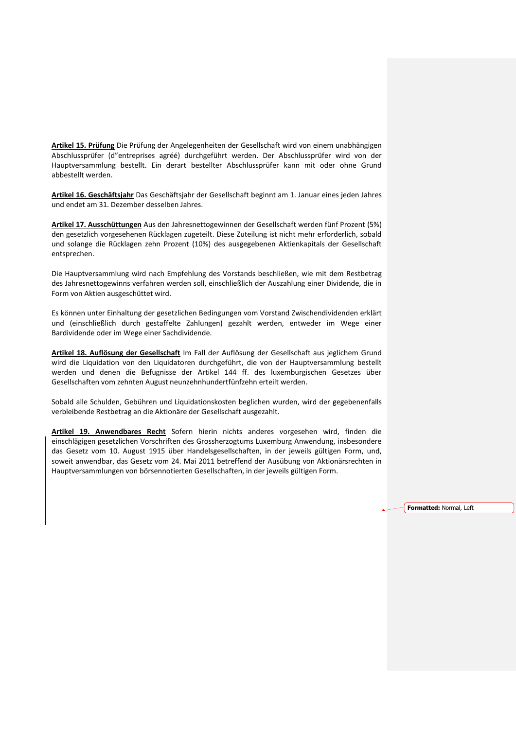**Artikel 15. Prüfung** Die Prüfung der Angelegenheiten der Gesellschaft wird von einem unabhängigen Abschlussprüfer (d"entreprises agréé) durchgeführt werden. Der Abschlussprüfer wird von der Hauptversammlung bestellt. Ein derart bestellter Abschlussprüfer kann mit oder ohne Grund abbestellt werden.

**Artikel 16. Geschäftsjahr** Das Geschäftsjahr der Gesellschaft beginnt am 1. Januar eines jeden Jahres und endet am 31. Dezember desselben Jahres.

**Artikel 17. Ausschüttungen** Aus den Jahresnettogewinnen der Gesellschaft werden fünf Prozent (5%) den gesetzlich vorgesehenen Rücklagen zugeteilt. Diese Zuteilung ist nicht mehr erforderlich, sobald und solange die Rücklagen zehn Prozent (10%) des ausgegebenen Aktienkapitals der Gesellschaft entsprechen.

Die Hauptversammlung wird nach Empfehlung des Vorstands beschließen, wie mit dem Restbetrag des Jahresnettogewinns verfahren werden soll, einschließlich der Auszahlung einer Dividende, die in Form von Aktien ausgeschüttet wird.

Es können unter Einhaltung der gesetzlichen Bedingungen vom Vorstand Zwischendividenden erklärt und (einschließlich durch gestaffelte Zahlungen) gezahlt werden, entweder im Wege einer Bardividende oder im Wege einer Sachdividende.

**Artikel 18. Auflösung der Gesellschaft** Im Fall der Auflösung der Gesellschaft aus jeglichem Grund wird die Liquidation von den Liquidatoren durchgeführt, die von der Hauptversammlung bestellt werden und denen die Befugnisse der Artikel 144 ff. des luxemburgischen Gesetzes über Gesellschaften vom zehnten August neunzehnhundertfünfzehn erteilt werden.

Sobald alle Schulden, Gebühren und Liquidationskosten beglichen wurden, wird der gegebenenfalls verbleibende Restbetrag an die Aktionäre der Gesellschaft ausgezahlt.

**Artikel 19. Anwendbares Recht** Sofern hierin nichts anderes vorgesehen wird, finden die einschlägigen gesetzlichen Vorschriften des Grossherzogtums Luxemburg Anwendung, insbesondere das Gesetz vom 10. August 1915 über Handelsgesellschaften, in der jeweils gültigen Form, und, soweit anwendbar, das Gesetz vom 24. Mai 2011 betreffend der Ausübung von Aktionärsrechten in Hauptversammlungen von börsennotierten Gesellschaften, in der jeweils gültigen Form.

**Formatted:** Normal, Left